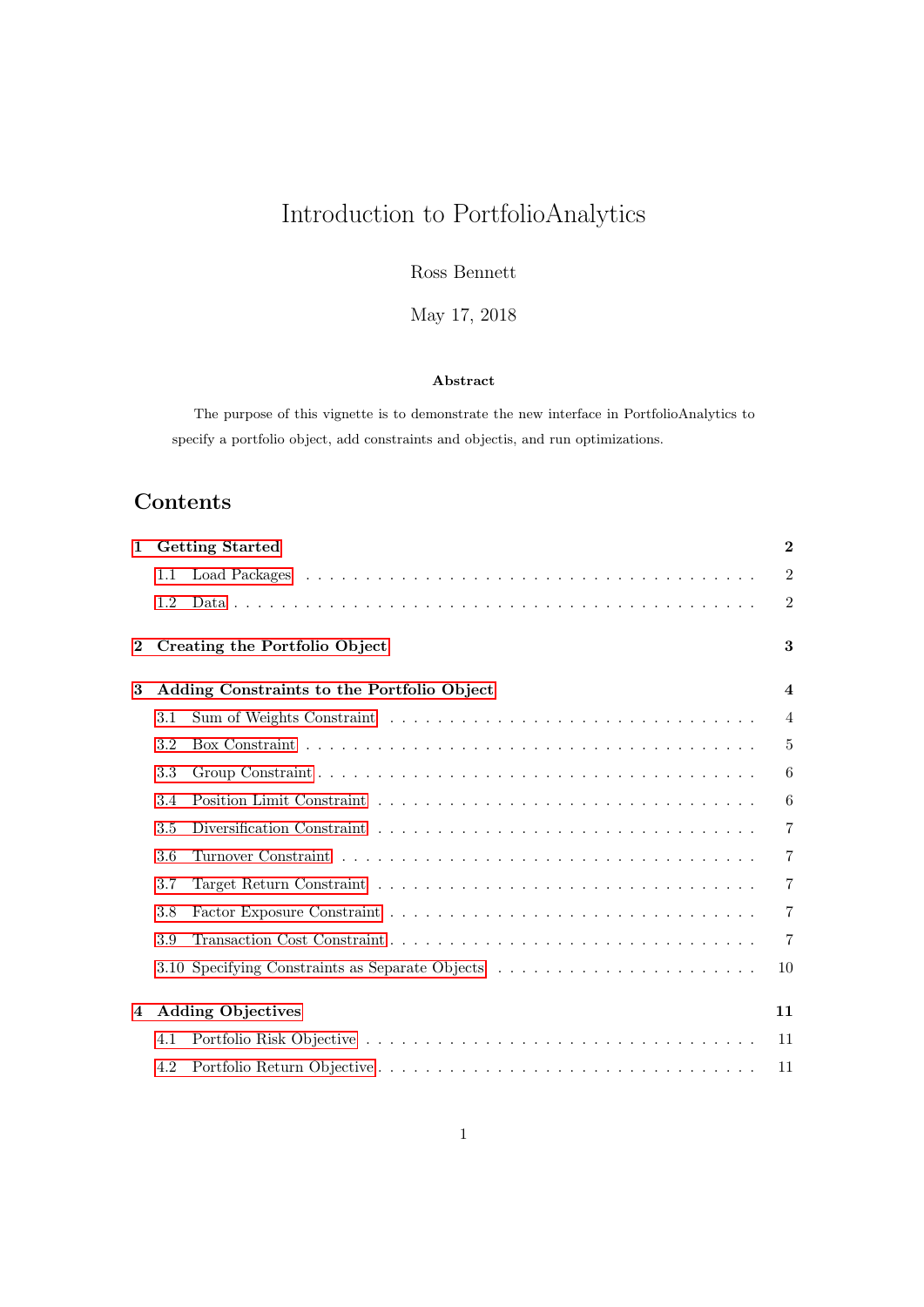# Introduction to PortfolioAnalytics

Ross Bennett

May 17, 2018

**Abstract**

The purpose of this vignette is to demonstrate the new interface in PortfolioAnalytics to specify a portfolio object, add constraints and objectis, and run optimizations.

## Contents

- **1 Getting Started** — 2
  - 1.1 Load Packages — 2
  - 1.2 Data — 2
- **2 Creating the Portfolio Object** — 3
- **3 Adding Constraints to the Portfolio Object** — 4
  - 3.1 Sum of Weights Constraint — 4
  - 3.2 Box Constraint — 5
  - 3.3 Group Constraint — 6
  - 3.4 Position Limit Constraint — 6
  - 3.5 Diversification Constraint — 7
  - 3.6 Turnover Constraint — 7
  - 3.7 Target Return Constraint — 7
  - 3.8 Factor Exposure Constraint — 7
  - 3.9 Transaction Cost Constraint — 7
  - 3.10 Specifying Constraints as Separate Objects — 10
- **4 Adding Objectives** — 11
  - 4.1 Portfolio Risk Objective — 11
  - 4.2 Portfolio Return Objective — 11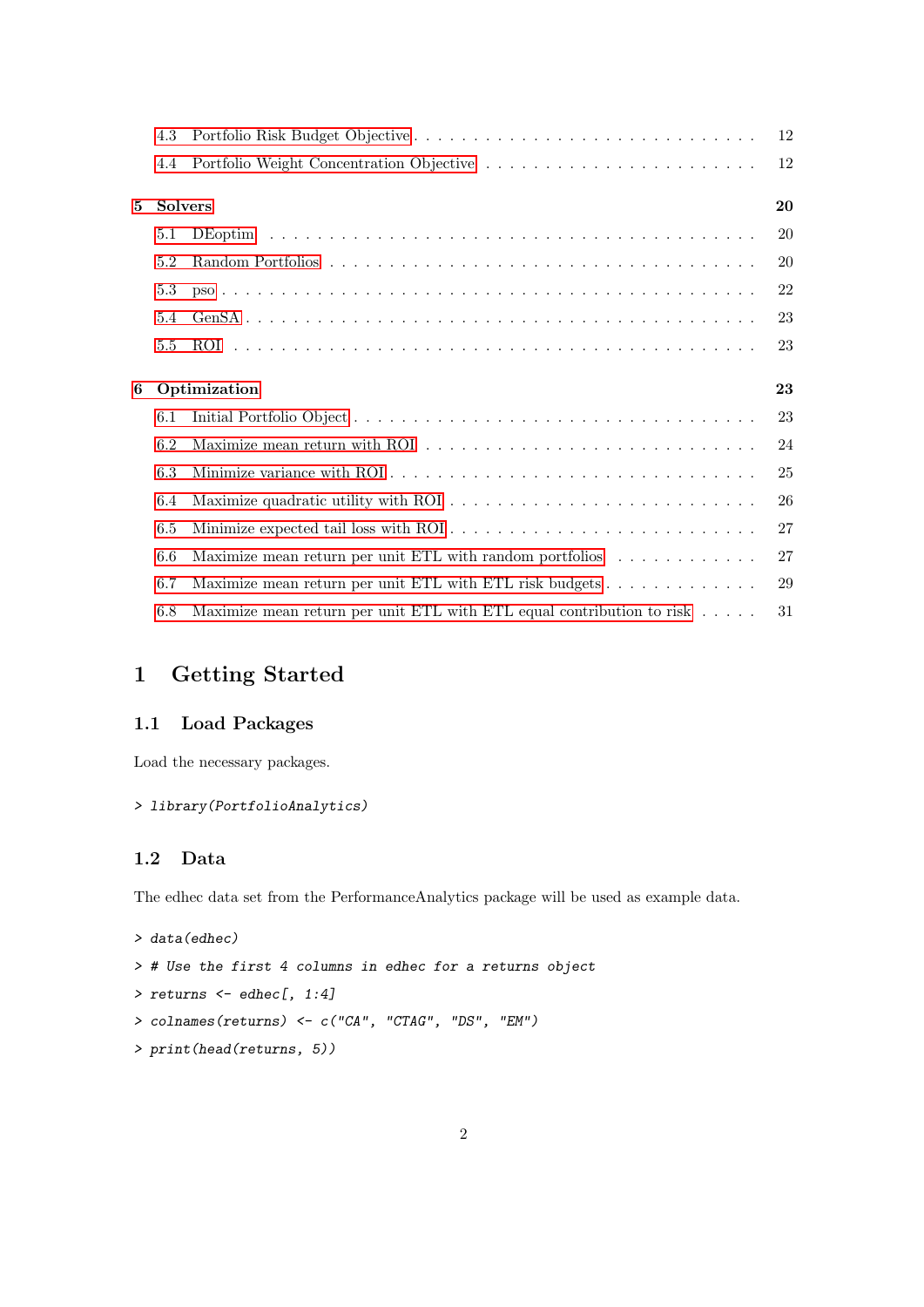- 4.3 Portfolio Risk Budget Objective . . . . . 12
- 4.4 Portfolio Weight Concentration Objective . . . . . 12

**5 Solvers** **20**

- 5.1 DEoptim . . . . . 20
- 5.2 Random Portfolios . . . . . 20
- 5.3 pso . . . . . 22
- 5.4 GenSA . . . . . 23
- 5.5 ROI . . . . . 23

**6 Optimization** **23**

- 6.1 Initial Portfolio Object . . . . . 23
- 6.2 Maximize mean return with ROI . . . . . 24
- 6.3 Minimize variance with ROI . . . . . 25
- 6.4 Maximize quadratic utility with ROI . . . . . 26
- 6.5 Minimize expected tail loss with ROI . . . . . 27
- 6.6 Maximize mean return per unit ETL with random portfolios . . . . . 27
- 6.7 Maximize mean return per unit ETL with ETL risk budgets . . . . . 29
- 6.8 Maximize mean return per unit ETL with ETL equal contribution to risk . . . . . 31

# 1 Getting Started

## 1.1 Load Packages

Load the necessary packages.

```
> library(PortfolioAnalytics)
```

## 1.2 Data

The edhec data set from the PerformanceAnalytics package will be used as example data.

```
> data(edhec)
> # Use the first 4 columns in edhec for a returns object
> returns <- edhec[, 1:4]
> colnames(returns) <- c("CA", "CTAG", "DS", "EM")
> print(head(returns, 5))
```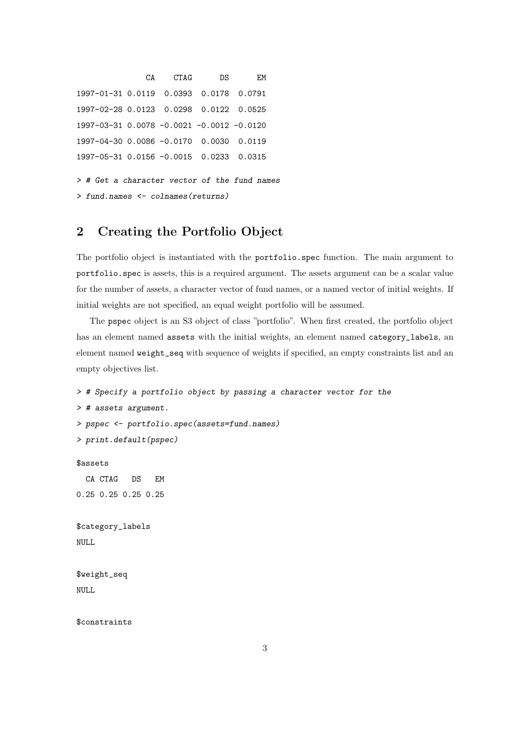```
                CA    CTAG      DS      EM
1997-01-31 0.0119  0.0393  0.0178  0.0791
1997-02-28 0.0123  0.0298  0.0122  0.0525
1997-03-31 0.0078 -0.0021 -0.0012 -0.0120
1997-04-30 0.0086 -0.0170  0.0030  0.0119
1997-05-31 0.0156 -0.0015  0.0233  0.0315
```

```
> # Get a character vector of the fund names
> fund.names <- colnames(returns)
```

## 2 Creating the Portfolio Object

The portfolio object is instantiated with the `portfolio.spec` function. The main argument to `portfolio.spec` is assets, this is a required argument. The assets argument can be a scalar value for the number of assets, a character vector of fund names, or a named vector of initial weights. If initial weights are not specified, an equal weight portfolio will be assumed.

The `pspec` object is an S3 object of class "portfolio". When first created, the portfolio object has an element named `assets` with the initial weights, an element named `category_labels`, an element named `weight_seq` with sequence of weights if specified, an empty constraints list and an empty objectives list.

```
> # Specify a portfolio object by passing a character vector for the
> # assets argument.
> pspec <- portfolio.spec(assets=fund.names)
> print.default(pspec)

$assets
  CA CTAG   DS   EM
0.25 0.25 0.25 0.25

$category_labels
NULL

$weight_seq
NULL

$constraints
```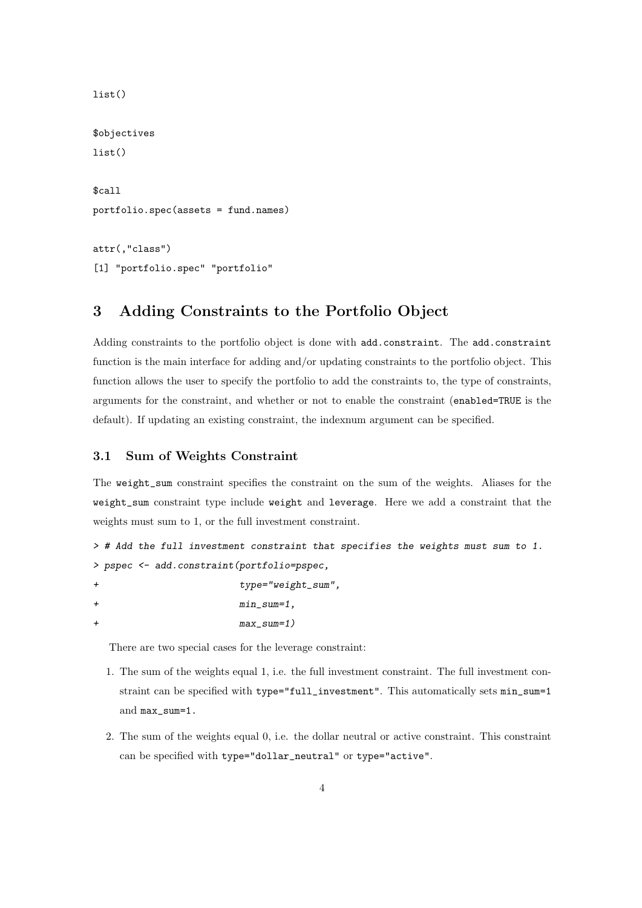```
list()

$objectives
list()

$call
portfolio.spec(assets = fund.names)

attr(,"class")
[1] "portfolio.spec" "portfolio"
```

# 3 Adding Constraints to the Portfolio Object

Adding constraints to the portfolio object is done with `add.constraint`. The `add.constraint` function is the main interface for adding and/or updating constraints to the portfolio object. This function allows the user to specify the portfolio to add the constraints to, the type of constraints, arguments for the constraint, and whether or not to enable the constraint (`enabled=TRUE` is the default). If updating an existing constraint, the indexnum argument can be specified.

## 3.1 Sum of Weights Constraint

The `weight_sum` constraint specifies the constraint on the sum of the weights. Aliases for the `weight_sum` constraint type include `weight` and `leverage`. Here we add a constraint that the weights must sum to 1, or the full investment constraint.

```
> # Add the full investment constraint that specifies the weights must sum to 1.
> pspec <- add.constraint(portfolio=pspec,
+                         type="weight_sum",
+                         min_sum=1,
+                         max_sum=1)
```

There are two special cases for the leverage constraint:

1. The sum of the weights equal 1, i.e. the full investment constraint. The full investment constraint can be specified with `type="full_investment"`. This automatically sets `min_sum=1` and `max_sum=1`.
2. The sum of the weights equal 0, i.e. the dollar neutral or active constraint. This constraint can be specified with `type="dollar_neutral"` or `type="active"`.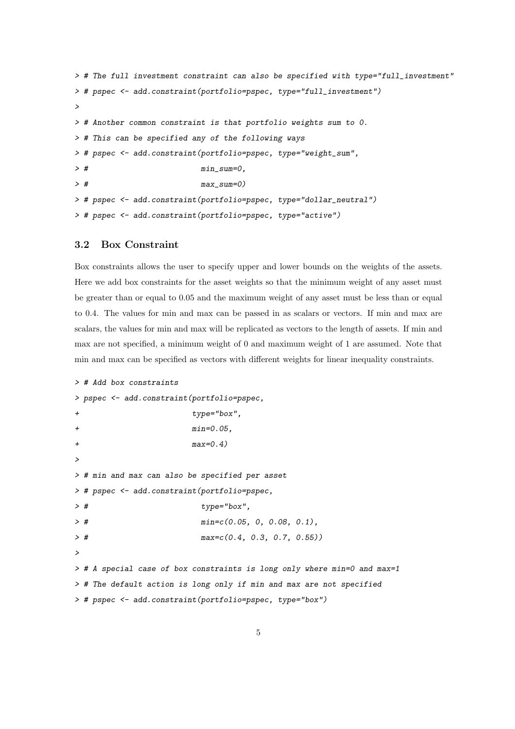```
> # The full investment constraint can also be specified with type="full_investment"
> # pspec <- add.constraint(portfolio=pspec, type="full_investment")
>
> # Another common constraint is that portfolio weights sum to 0.
> # This can be specified any of the following ways
> # pspec <- add.constraint(portfolio=pspec, type="weight_sum",
> #                         min_sum=0,
> #                         max_sum=0)
> # pspec <- add.constraint(portfolio=pspec, type="dollar_neutral")
> # pspec <- add.constraint(portfolio=pspec, type="active")
```

### 3.2 Box Constraint

Box constraints allows the user to specify upper and lower bounds on the weights of the assets. Here we add box constraints for the asset weights so that the minimum weight of any asset must be greater than or equal to 0.05 and the maximum weight of any asset must be less than or equal to 0.4. The values for min and max can be passed in as scalars or vectors. If min and max are scalars, the values for min and max will be replicated as vectors to the length of assets. If min and max are not specified, a minimum weight of 0 and maximum weight of 1 are assumed. Note that min and max can be specified as vectors with different weights for linear inequality constraints.

```
> # Add box constraints
> pspec <- add.constraint(portfolio=pspec,
+                         type="box",
+                         min=0.05,
+                         max=0.4)
>
> # min and max can also be specified per asset
> # pspec <- add.constraint(portfolio=pspec,
> #                         type="box",
> #                         min=c(0.05, 0, 0.08, 0.1),
> #                         max=c(0.4, 0.3, 0.7, 0.55))
>
> # A special case of box constraints is long only where min=0 and max=1
> # The default action is long only if min and max are not specified
> # pspec <- add.constraint(portfolio=pspec, type="box")
```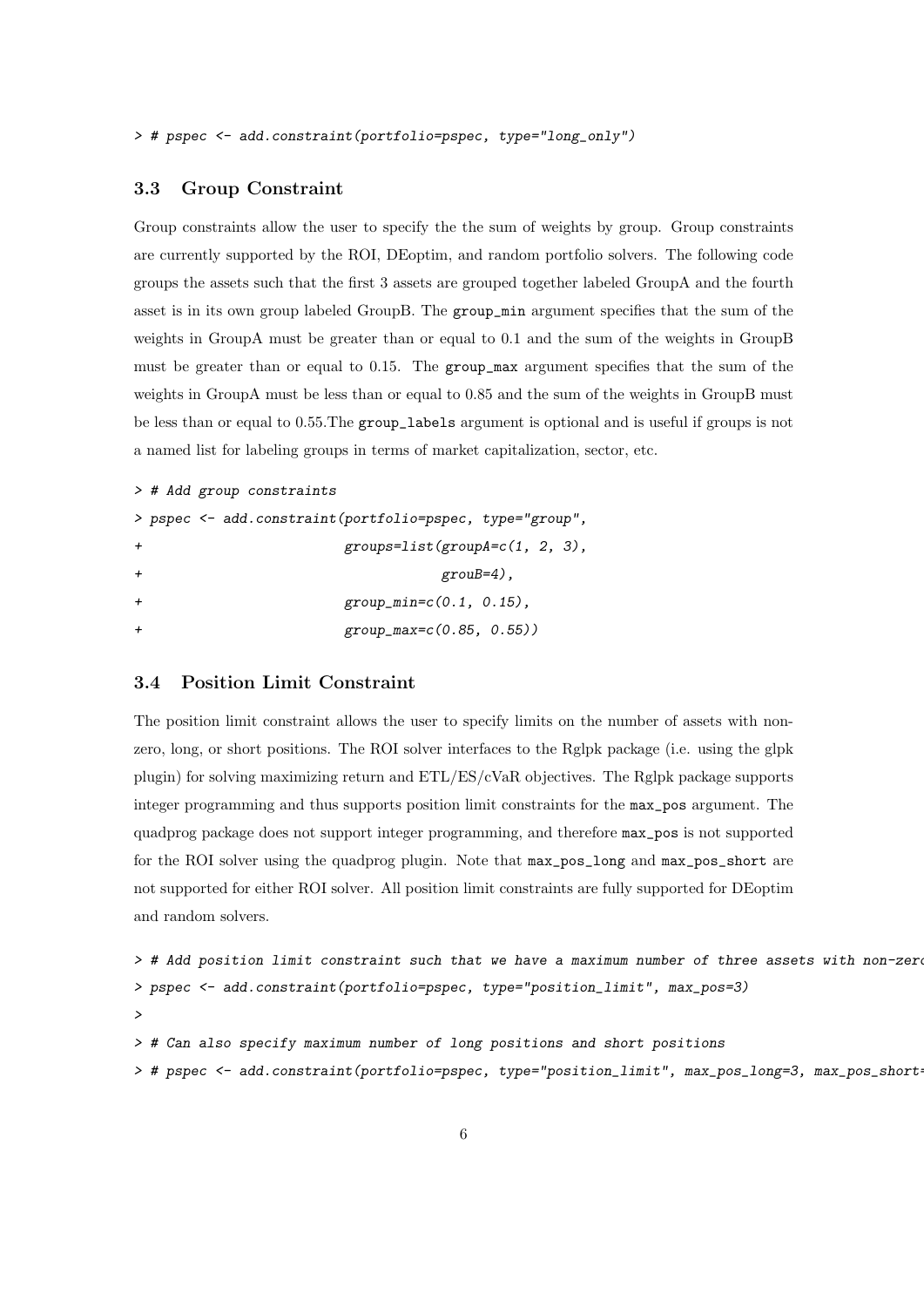```
> # pspec <- add.constraint(portfolio=pspec, type="long_only")
```

### 3.3 Group Constraint

Group constraints allow the user to specify the the sum of weights by group. Group constraints are currently supported by the ROI, DEoptim, and random portfolio solvers. The following code groups the assets such that the first 3 assets are grouped together labeled GroupA and the fourth asset is in its own group labeled GroupB. The `group_min` argument specifies that the sum of the weights in GroupA must be greater than or equal to 0.1 and the sum of the weights in GroupB must be greater than or equal to 0.15. The `group_max` argument specifies that the sum of the weights in GroupA must be less than or equal to 0.85 and the sum of the weights in GroupB must be less than or equal to 0.55.The `group_labels` argument is optional and is useful if groups is not a named list for labeling groups in terms of market capitalization, sector, etc.

```
> # Add group constraints
> pspec <- add.constraint(portfolio=pspec, type="group",
+                         groups=list(groupA=c(1, 2, 3),
+                                     grouB=4),
+                         group_min=c(0.1, 0.15),
+                         group_max=c(0.85, 0.55))
```

### 3.4 Position Limit Constraint

The position limit constraint allows the user to specify limits on the number of assets with non-zero, long, or short positions. The ROI solver interfaces to the Rglpk package (i.e. using the glpk plugin) for solving maximizing return and ETL/ES/cVaR objectives. The Rglpk package supports integer programming and thus supports position limit constraints for the `max_pos` argument. The quadprog package does not support integer programming, and therefore `max_pos` is not supported for the ROI solver using the quadprog plugin. Note that `max_pos_long` and `max_pos_short` are not supported for either ROI solver. All position limit constraints are fully supported for DEoptim and random solvers.

```
> # Add position limit constraint such that we have a maximum number of three assets with non-zero
> pspec <- add.constraint(portfolio=pspec, type="position_limit", max_pos=3)
>
> # Can also specify maximum number of long positions and short positions
> # pspec <- add.constraint(portfolio=pspec, type="position_limit", max_pos_long=3, max_pos_short=
```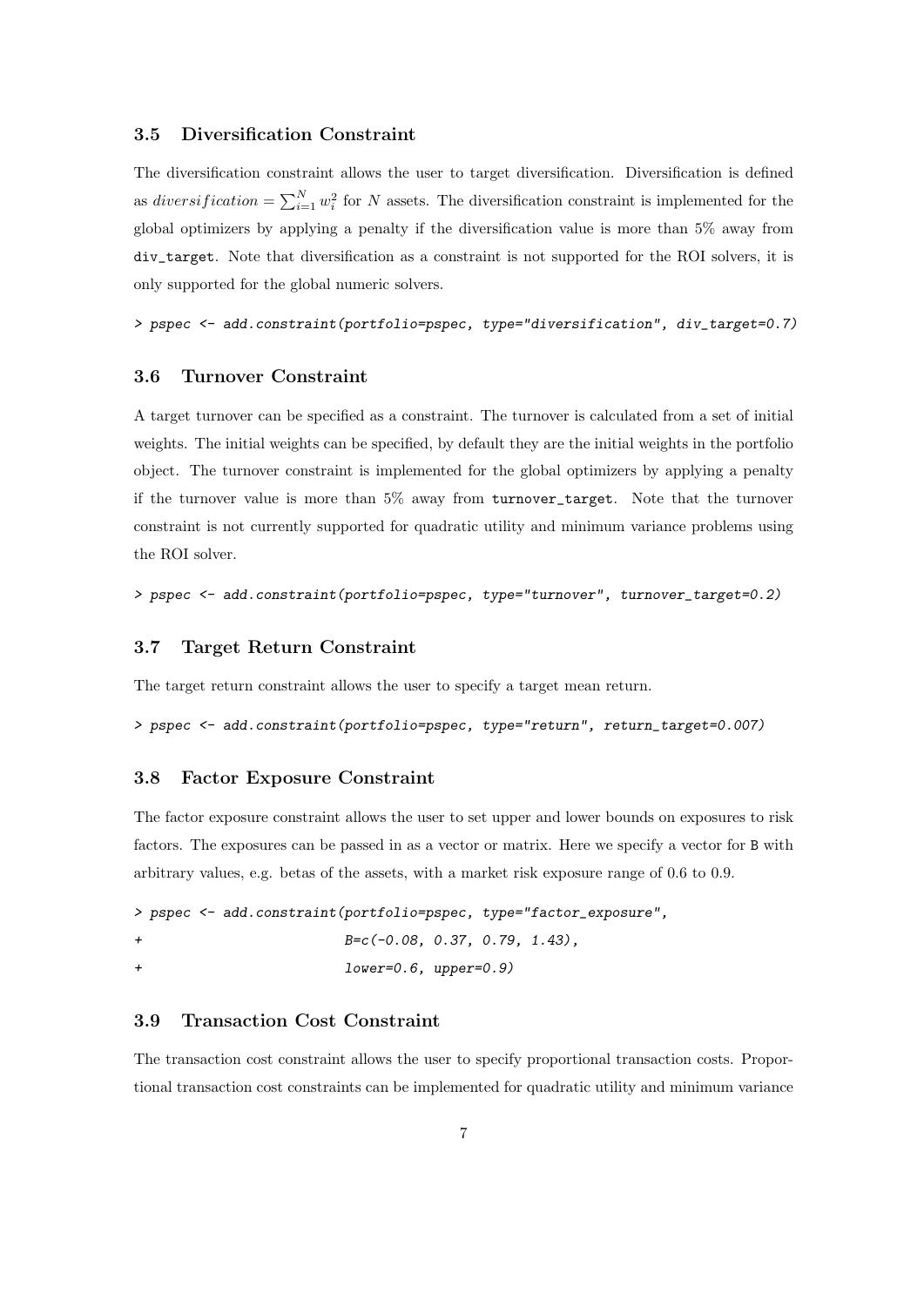### 3.5 Diversification Constraint

The diversification constraint allows the user to target diversification. Diversification is defined as $diversification = \sum_{i=1}^{N} w_i^2$ for $N$ assets. The diversification constraint is implemented for the global optimizers by applying a penalty if the diversification value is more than 5% away from `div_target`. Note that diversification as a constraint is not supported for the ROI solvers, it is only supported for the global numeric solvers.

```
> pspec <- add.constraint(portfolio=pspec, type="diversification", div_target=0.7)
```

### 3.6 Turnover Constraint

A target turnover can be specified as a constraint. The turnover is calculated from a set of initial weights. The initial weights can be specified, by default they are the initial weights in the portfolio object. The turnover constraint is implemented for the global optimizers by applying a penalty if the turnover value is more than 5% away from `turnover_target`. Note that the turnover constraint is not currently supported for quadratic utility and minimum variance problems using the ROI solver.

```
> pspec <- add.constraint(portfolio=pspec, type="turnover", turnover_target=0.2)
```

### 3.7 Target Return Constraint

The target return constraint allows the user to specify a target mean return.

```
> pspec <- add.constraint(portfolio=pspec, type="return", return_target=0.007)
```

### 3.8 Factor Exposure Constraint

The factor exposure constraint allows the user to set upper and lower bounds on exposures to risk factors. The exposures can be passed in as a vector or matrix. Here we specify a vector for `B` with arbitrary values, e.g. betas of the assets, with a market risk exposure range of 0.6 to 0.9.

```
> pspec <- add.constraint(portfolio=pspec, type="factor_exposure",
+                         B=c(-0.08, 0.37, 0.79, 1.43),
+                         lower=0.6, upper=0.9)
```

### 3.9 Transaction Cost Constraint

The transaction cost constraint allows the user to specify proportional transaction costs. Proportional transaction cost constraints can be implemented for quadratic utility and minimum variance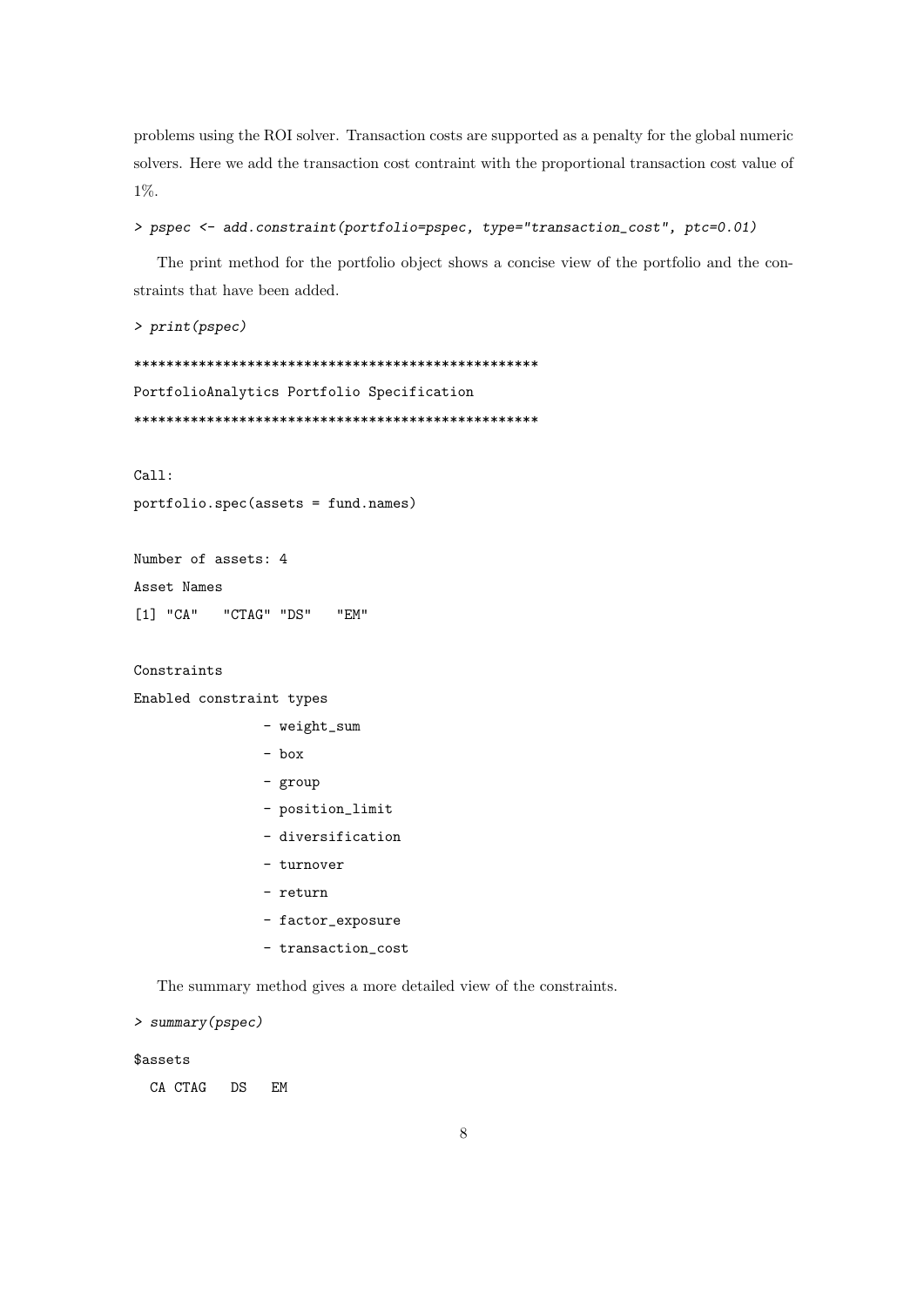problems using the ROI solver. Transaction costs are supported as a penalty for the global numeric solvers. Here we add the transaction cost contraint with the proportional transaction cost value of 1%.

```
> pspec <- add.constraint(portfolio=pspec, type="transaction_cost", ptc=0.01)
```

The print method for the portfolio object shows a concise view of the portfolio and the constraints that have been added.

```
> print(pspec)

**************************************************
PortfolioAnalytics Portfolio Specification
**************************************************

Call:
portfolio.spec(assets = fund.names)

Number of assets: 4
Asset Names
[1] "CA"   "CTAG" "DS"   "EM"

Constraints
Enabled constraint types
                - weight_sum
                - box
                - group
                - position_limit
                - diversification
                - turnover
                - return
                - factor_exposure
                - transaction_cost
```

The summary method gives a more detailed view of the constraints.

```
> summary(pspec)

$assets
  CA CTAG   DS   EM
```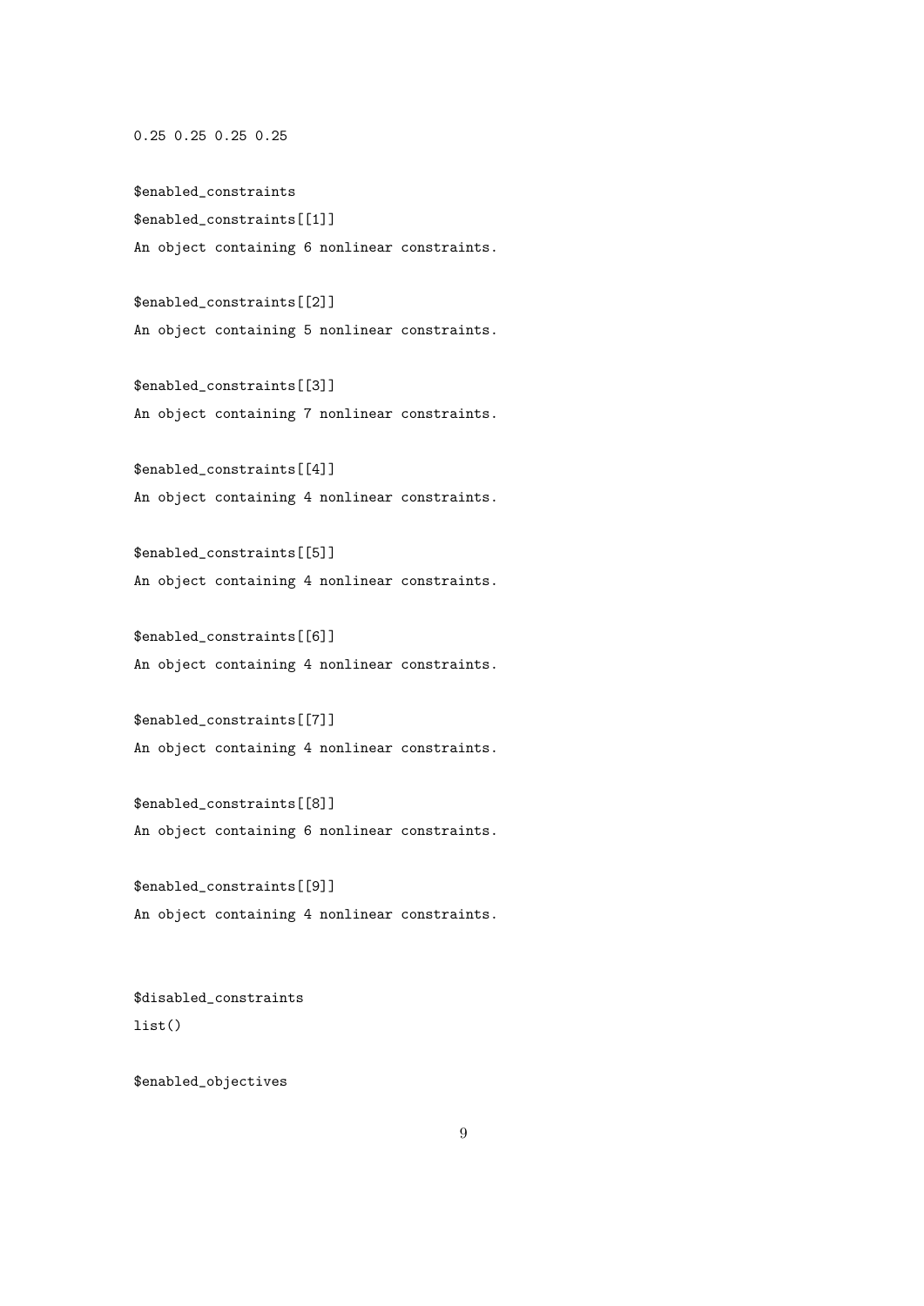```
0.25 0.25 0.25 0.25

$enabled_constraints
$enabled_constraints[[1]]
An object containing 6 nonlinear constraints.

$enabled_constraints[[2]]
An object containing 5 nonlinear constraints.

$enabled_constraints[[3]]
An object containing 7 nonlinear constraints.

$enabled_constraints[[4]]
An object containing 4 nonlinear constraints.

$enabled_constraints[[5]]
An object containing 4 nonlinear constraints.

$enabled_constraints[[6]]
An object containing 4 nonlinear constraints.

$enabled_constraints[[7]]
An object containing 4 nonlinear constraints.

$enabled_constraints[[8]]
An object containing 6 nonlinear constraints.

$enabled_constraints[[9]]
An object containing 4 nonlinear constraints.


$disabled_constraints
list()

$enabled_objectives
```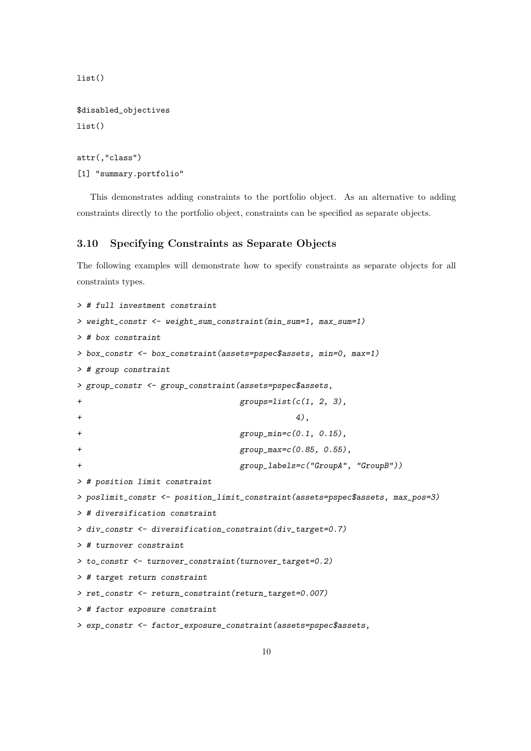```
list()

$disabled_objectives
list()

attr(,"class")
[1] "summary.portfolio"
```

This demonstrates adding constraints to the portfolio object. As an alternative to adding constraints directly to the portfolio object, constraints can be specified as separate objects.

### 3.10 Specifying Constraints as Separate Objects

The following examples will demonstrate how to specify constraints as separate objects for all constraints types.

```
> # full investment constraint
> weight_constr <- weight_sum_constraint(min_sum=1, max_sum=1)
> # box constraint
> box_constr <- box_constraint(assets=pspec$assets, min=0, max=1)
> # group constraint
> group_constr <- group_constraint(assets=pspec$assets,
+                                  groups=list(c(1, 2, 3),
+                                              4),
+                                  group_min=c(0.1, 0.15),
+                                  group_max=c(0.85, 0.55),
+                                  group_labels=c("GroupA", "GroupB"))
> # position limit constraint
> poslimit_constr <- position_limit_constraint(assets=pspec$assets, max_pos=3)
> # diversification constraint
> div_constr <- diversification_constraint(div_target=0.7)
> # turnover constraint
> to_constr <- turnover_constraint(turnover_target=0.2)
> # target return constraint
> ret_constr <- return_constraint(return_target=0.007)
> # factor exposure constraint
> exp_constr <- factor_exposure_constraint(assets=pspec$assets,
```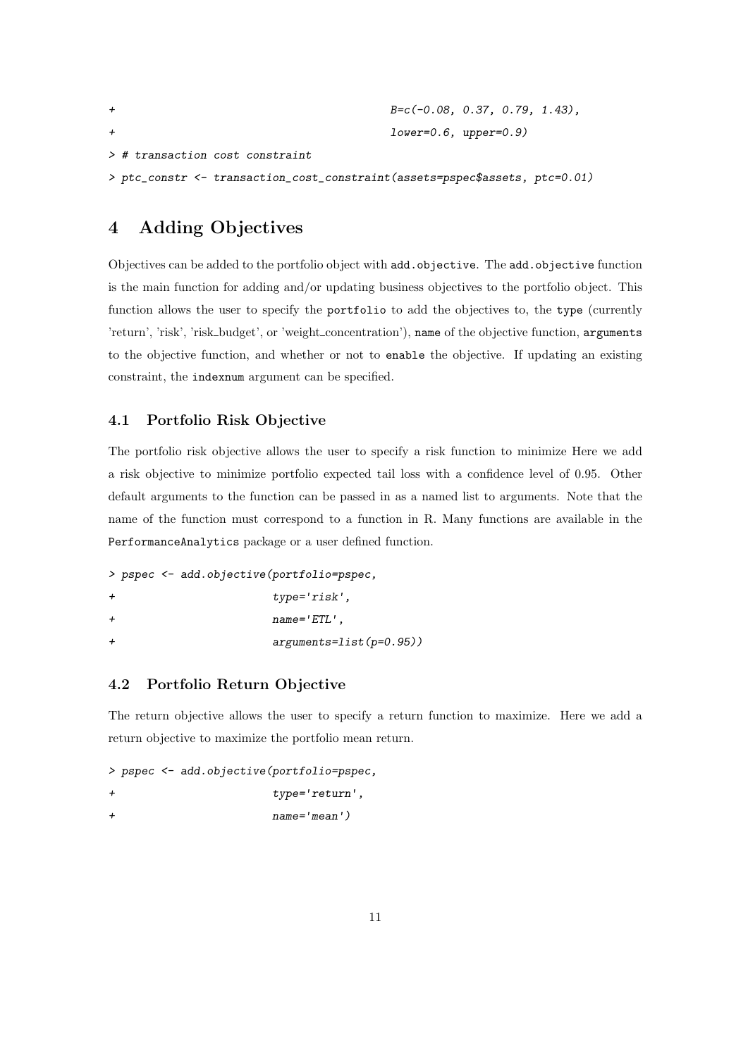```
+                                  B=c(-0.08, 0.37, 0.79, 1.43),
+                                  lower=0.6, upper=0.9)
> # transaction cost constraint
> ptc_constr <- transaction_cost_constraint(assets=pspec$assets, ptc=0.01)
```

## 4 Adding Objectives

Objectives can be added to the portfolio object with `add.objective`. The `add.objective` function is the main function for adding and/or updating business objectives to the portfolio object. This function allows the user to specify the `portfolio` to add the objectives to, the `type` (currently 'return', 'risk', 'risk_budget', or 'weight_concentration'), `name` of the objective function, `arguments` to the objective function, and whether or not to `enable` the objective. If updating an existing constraint, the `indexnum` argument can be specified.

### 4.1 Portfolio Risk Objective

The portfolio risk objective allows the user to specify a risk function to minimize Here we add a risk objective to minimize portfolio expected tail loss with a confidence level of 0.95. Other default arguments to the function can be passed in as a named list to arguments. Note that the name of the function must correspond to a function in R. Many functions are available in the `PerformanceAnalytics` package or a user defined function.

```
> pspec <- add.objective(portfolio=pspec,
+                        type='risk',
+                        name='ETL',
+                        arguments=list(p=0.95))
```

### 4.2 Portfolio Return Objective

The return objective allows the user to specify a return function to maximize. Here we add a return objective to maximize the portfolio mean return.

```
> pspec <- add.objective(portfolio=pspec,
+                        type='return',
+                        name='mean')
```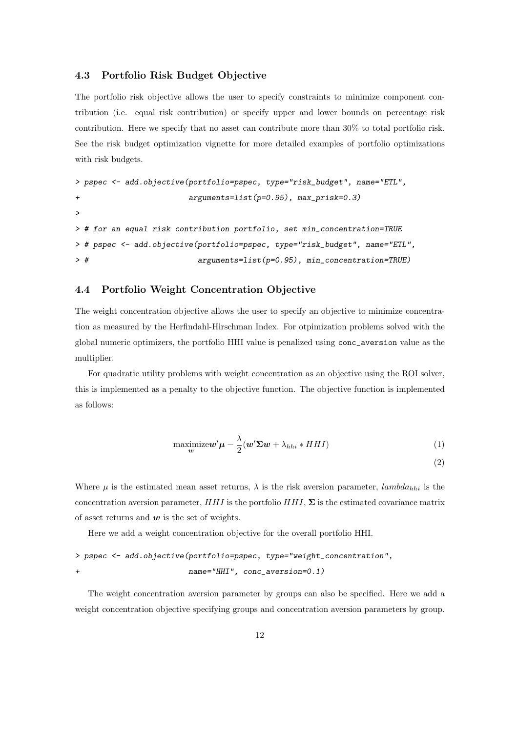### 4.3 Portfolio Risk Budget Objective

The portfolio risk objective allows the user to specify constraints to minimize component contribution (i.e. equal risk contribution) or specify upper and lower bounds on percentage risk contribution. Here we specify that no asset can contribute more than 30% to total portfolio risk. See the risk budget optimization vignette for more detailed examples of portfolio optimizations with risk budgets.

```
> pspec <- add.objective(portfolio=pspec, type="risk_budget", name="ETL",
+                        arguments=list(p=0.95), max_prisk=0.3)
>
> # for an equal risk contribution portfolio, set min_concentration=TRUE
> # pspec <- add.objective(portfolio=pspec, type="risk_budget", name="ETL",
> #                        arguments=list(p=0.95), min_concentration=TRUE)
```

### 4.4 Portfolio Weight Concentration Objective

The weight concentration objective allows the user to specify an objective to minimize concentration as measured by the Herfindahl-Hirschman Index. For otpimization problems solved with the global numeric optimizers, the portfolio HHI value is penalized using `conc_aversion` value as the multiplier.

For quadratic utility problems with weight concentration as an objective using the ROI solver, this is implemented as a penalty to the objective function. The objective function is implemented as follows:

$$\underset{\boldsymbol{w}}{\text{maximize}} \boldsymbol{w}'\boldsymbol{\mu} - \frac{\lambda}{2}(\boldsymbol{w}'\boldsymbol{\Sigma}\boldsymbol{w} + \lambda_{hhi} * HHI) \tag{1}$$

$$\tag{2}$$

Where $\mu$ is the estimated mean asset returns, $\lambda$ is the risk aversion parameter, $lambda_{hhi}$ is the concentration aversion parameter, $HHI$ is the portfolio $HHI$, $\boldsymbol{\Sigma}$ is the estimated covariance matrix of asset returns and $\boldsymbol{w}$ is the set of weights.

Here we add a weight concentration objective for the overall portfolio HHI.

```
> pspec <- add.objective(portfolio=pspec, type="weight_concentration",
+                        name="HHI", conc_aversion=0.1)
```

The weight concentration aversion parameter by groups can also be specified. Here we add a weight concentration objective specifying groups and concentration aversion parameters by group.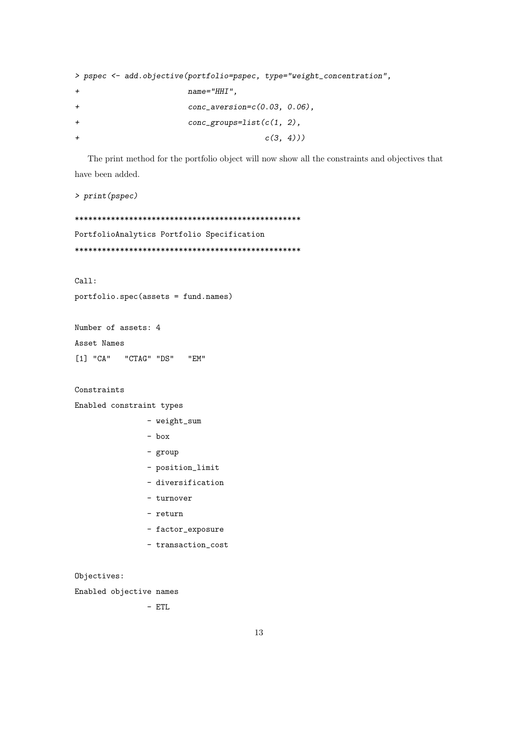```
> pspec <- add.objective(portfolio=pspec, type="weight_concentration",
+                        name="HHI",
+                        conc_aversion=c(0.03, 0.06),
+                        conc_groups=list(c(1, 2),
+                                         c(3, 4)))
```

The print method for the portfolio object will now show all the constraints and objectives that have been added.

```
> print(pspec)

**************************************************
PortfolioAnalytics Portfolio Specification
**************************************************

Call:
portfolio.spec(assets = fund.names)

Number of assets: 4
Asset Names
[1] "CA"   "CTAG" "DS"   "EM"

Constraints
Enabled constraint types
                - weight_sum
                - box
                - group
                - position_limit
                - diversification
                - turnover
                - return
                - factor_exposure
                - transaction_cost

Objectives:
Enabled objective names
                - ETL
```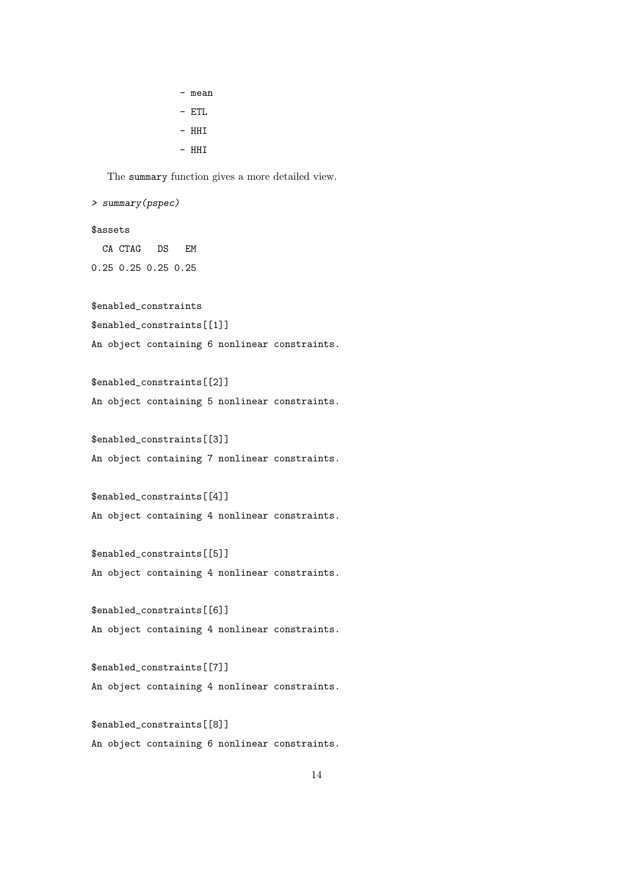```
               - mean
               - ETL
               - HHI
               - HHI
```

The summary function gives a more detailed view.

```
> summary(pspec)

$assets
  CA CTAG   DS   EM
0.25 0.25 0.25 0.25

$enabled_constraints
$enabled_constraints[[1]]
An object containing 6 nonlinear constraints.

$enabled_constraints[[2]]
An object containing 5 nonlinear constraints.

$enabled_constraints[[3]]
An object containing 7 nonlinear constraints.

$enabled_constraints[[4]]
An object containing 4 nonlinear constraints.

$enabled_constraints[[5]]
An object containing 4 nonlinear constraints.

$enabled_constraints[[6]]
An object containing 4 nonlinear constraints.

$enabled_constraints[[7]]
An object containing 4 nonlinear constraints.

$enabled_constraints[[8]]
An object containing 6 nonlinear constraints.
```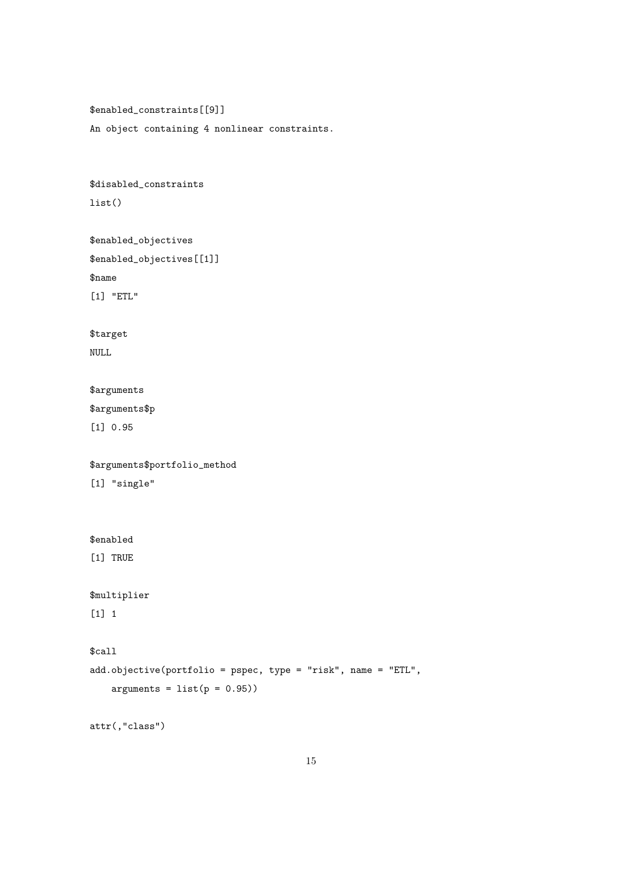```
$enabled_constraints[[9]]
An object containing 4 nonlinear constraints.


$disabled_constraints
list()

$enabled_objectives
$enabled_objectives[[1]]
$name
[1] "ETL"

$target
NULL

$arguments
$arguments$p
[1] 0.95

$arguments$portfolio_method
[1] "single"


$enabled
[1] TRUE

$multiplier
[1] 1

$call
add.objective(portfolio = pspec, type = "risk", name = "ETL",
    arguments = list(p = 0.95))

attr(,"class")
```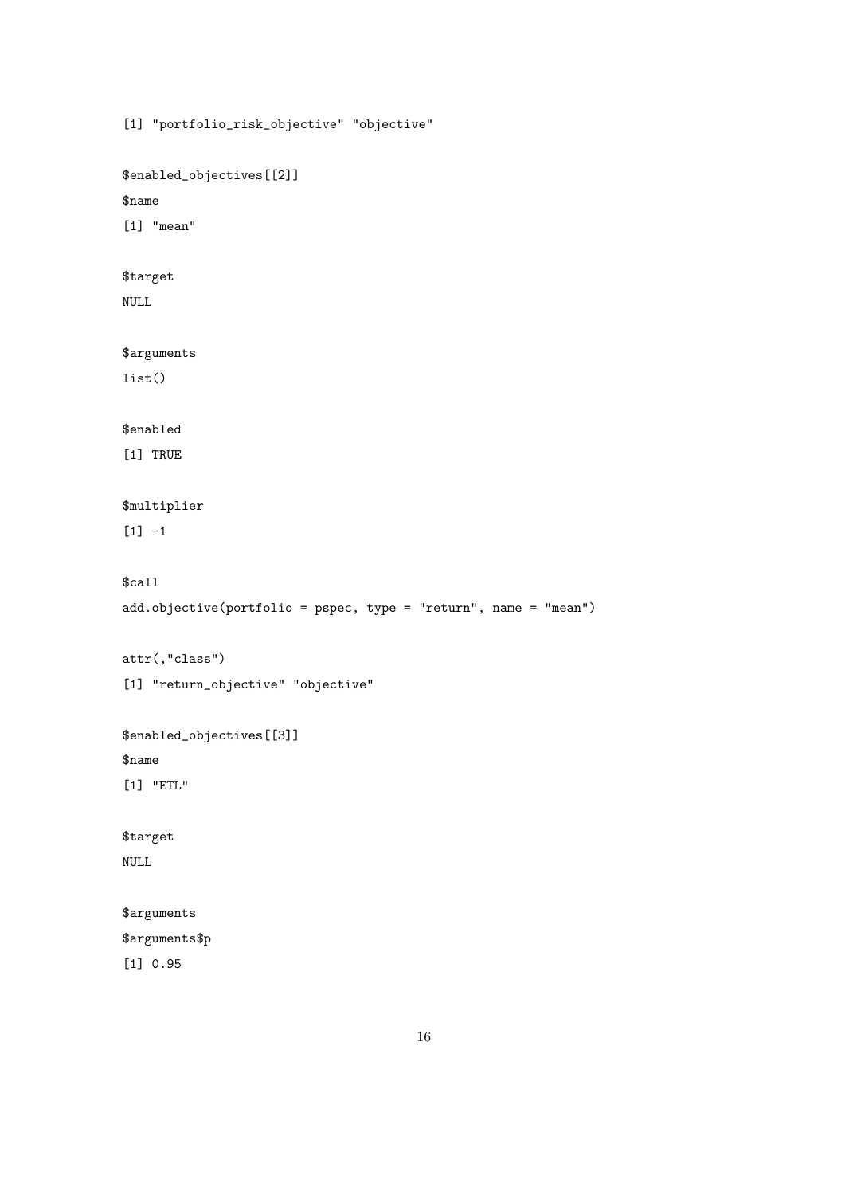```
[1] "portfolio_risk_objective" "objective"

$enabled_objectives[[2]]
$name
[1] "mean"

$target
NULL

$arguments
list()

$enabled
[1] TRUE

$multiplier
[1] -1

$call
add.objective(portfolio = pspec, type = "return", name = "mean")

attr(,"class")
[1] "return_objective" "objective"

$enabled_objectives[[3]]
$name
[1] "ETL"

$target
NULL

$arguments
$arguments$p
[1] 0.95
```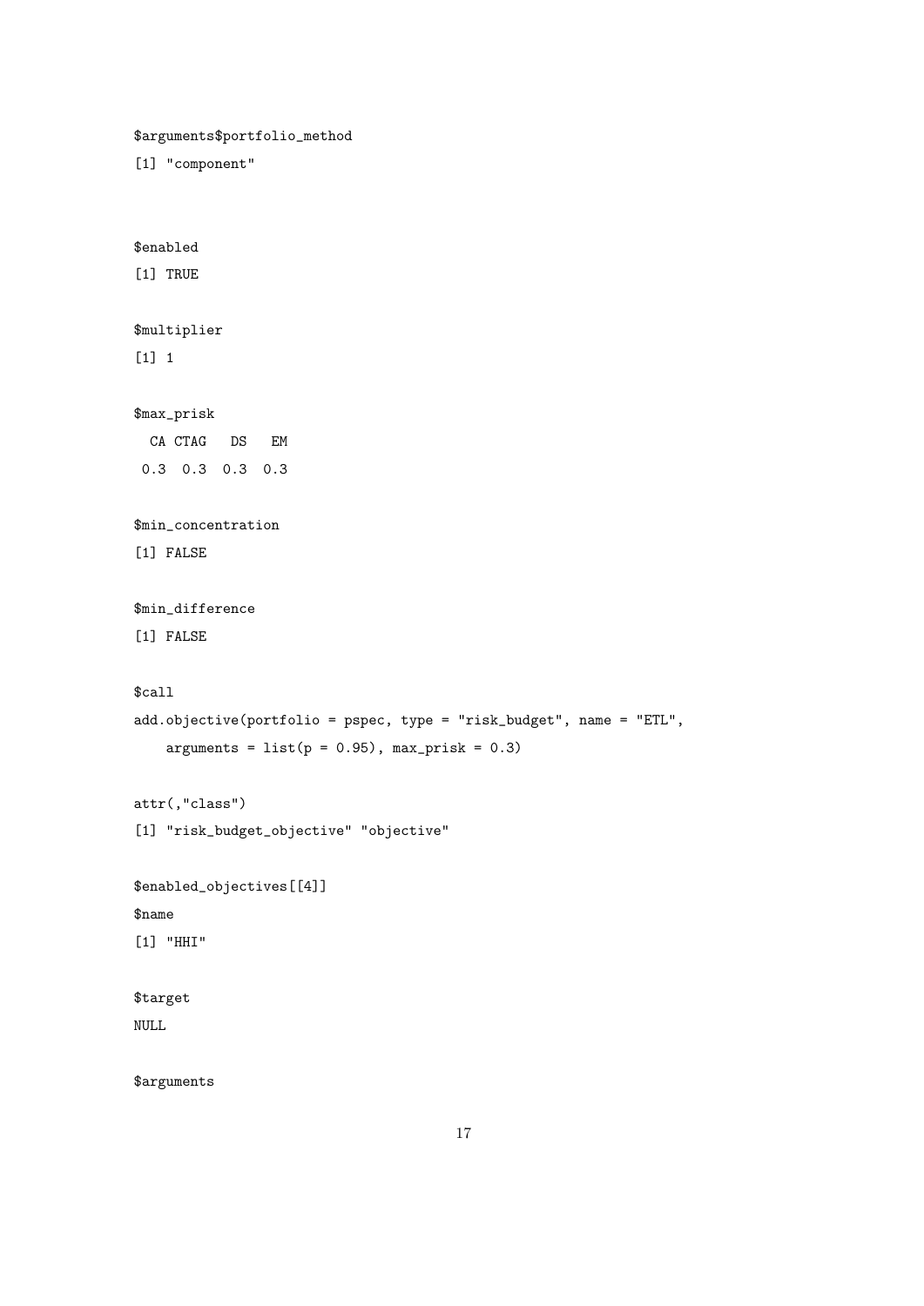```
$arguments$portfolio_method
[1] "component"


$enabled
[1] TRUE

$multiplier
[1] 1

$max_prisk
  CA CTAG   DS   EM
 0.3  0.3  0.3  0.3

$min_concentration
[1] FALSE

$min_difference
[1] FALSE

$call
add.objective(portfolio = pspec, type = "risk_budget", name = "ETL",
    arguments = list(p = 0.95), max_prisk = 0.3)

attr(,"class")
[1] "risk_budget_objective" "objective"

$enabled_objectives[[4]]
$name
[1] "HHI"

$target
NULL

$arguments
```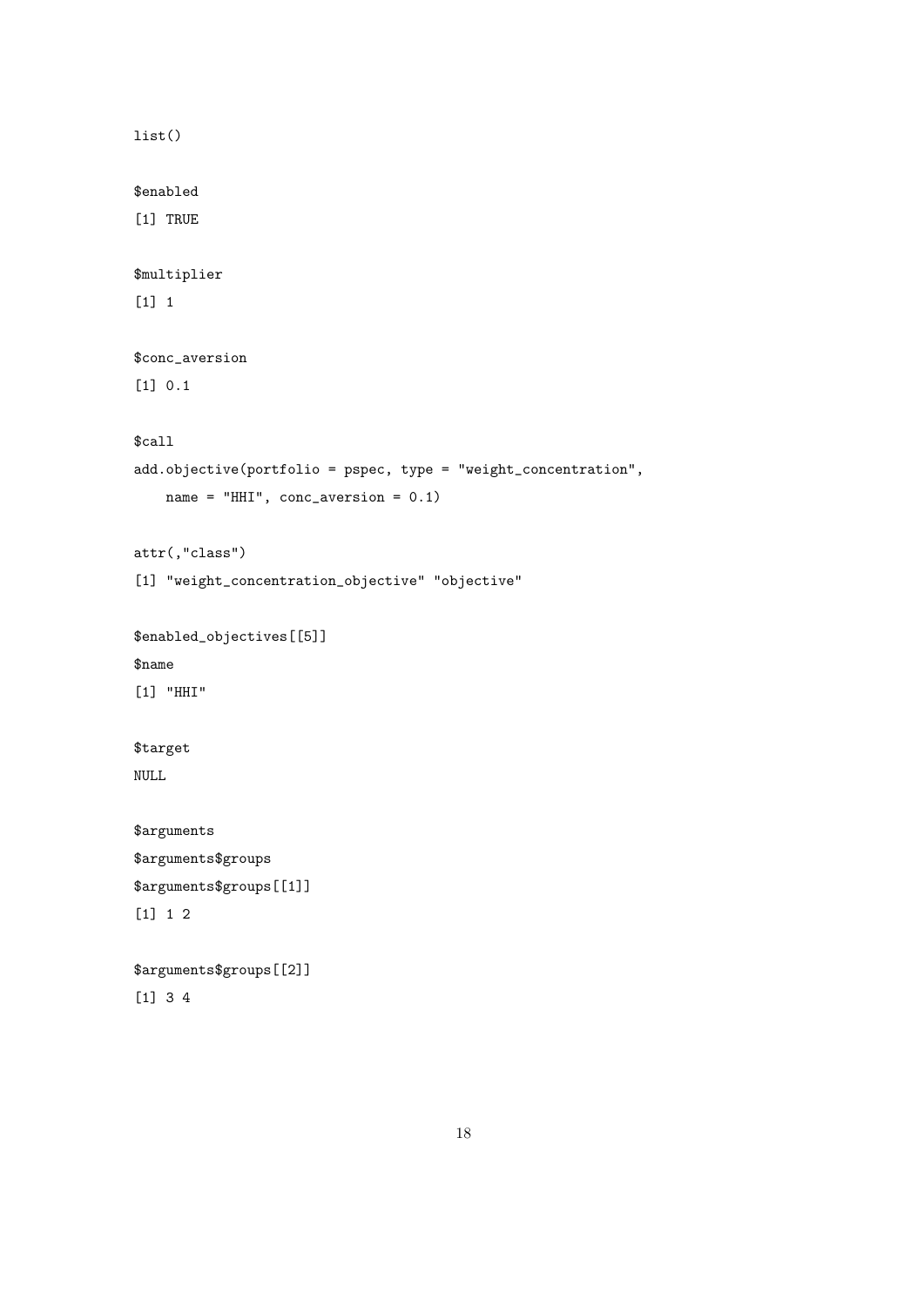```
list()

$enabled
[1] TRUE

$multiplier
[1] 1

$conc_aversion
[1] 0.1

$call
add.objective(portfolio = pspec, type = "weight_concentration",
    name = "HHI", conc_aversion = 0.1)

attr(,"class")
[1] "weight_concentration_objective" "objective"

$enabled_objectives[[5]]
$name
[1] "HHI"

$target
NULL

$arguments
$arguments$groups
$arguments$groups[[1]]
[1] 1 2

$arguments$groups[[2]]
[1] 3 4
```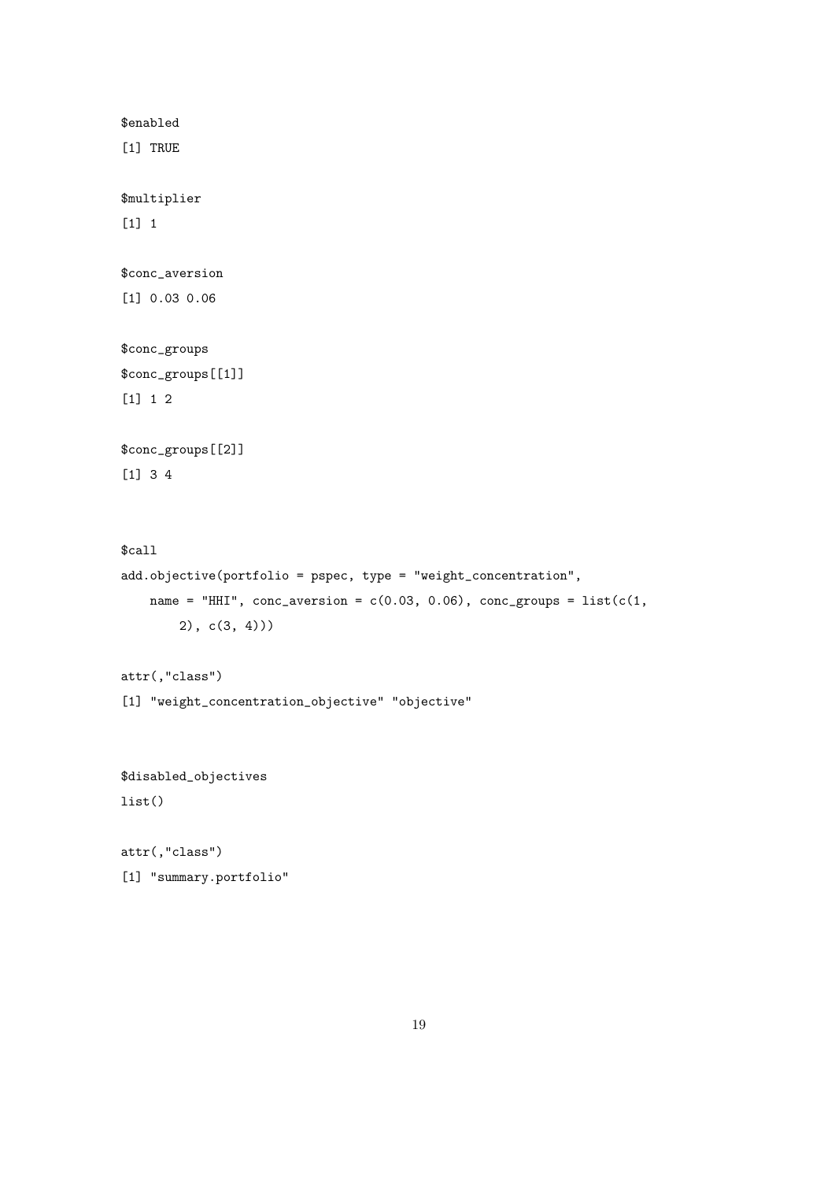```
$enabled
[1] TRUE

$multiplier
[1] 1

$conc_aversion
[1] 0.03 0.06

$conc_groups
$conc_groups[[1]]
[1] 1 2

$conc_groups[[2]]
[1] 3 4


$call
add.objective(portfolio = pspec, type = "weight_concentration",
    name = "HHI", conc_aversion = c(0.03, 0.06), conc_groups = list(c(1,
        2), c(3, 4)))

attr(,"class")
[1] "weight_concentration_objective" "objective"


$disabled_objectives
list()

attr(,"class")
[1] "summary.portfolio"
```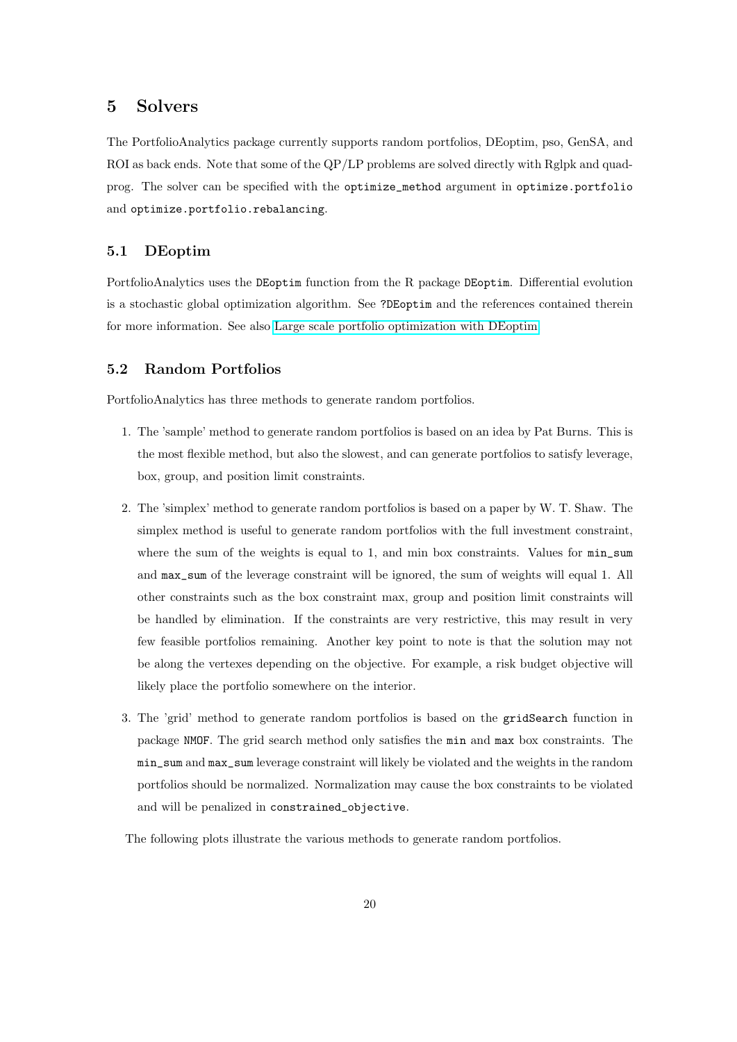## 5 Solvers

The PortfolioAnalytics package currently supports random portfolios, DEoptim, pso, GenSA, and ROI as back ends. Note that some of the QP/LP problems are solved directly with Rglpk and quadprog. The solver can be specified with the `optimize_method` argument in `optimize.portfolio` and `optimize.portfolio.rebalancing`.

### 5.1 DEoptim

PortfolioAnalytics uses the `DEoptim` function from the R package `DEoptim`. Differential evolution is a stochastic global optimization algorithm. See `?DEoptim` and the references contained therein for more information. See also Large scale portfolio optimization with DEoptim.

### 5.2 Random Portfolios

PortfolioAnalytics has three methods to generate random portfolios.

1. The 'sample' method to generate random portfolios is based on an idea by Pat Burns. This is the most flexible method, but also the slowest, and can generate portfolios to satisfy leverage, box, group, and position limit constraints.

2. The 'simplex' method to generate random portfolios is based on a paper by W. T. Shaw. The simplex method is useful to generate random portfolios with the full investment constraint, where the sum of the weights is equal to 1, and min box constraints. Values for `min_sum` and `max_sum` of the leverage constraint will be ignored, the sum of weights will equal 1. All other constraints such as the box constraint max, group and position limit constraints will be handled by elimination. If the constraints are very restrictive, this may result in very few feasible portfolios remaining. Another key point to note is that the solution may not be along the vertexes depending on the objective. For example, a risk budget objective will likely place the portfolio somewhere on the interior.

3. The 'grid' method to generate random portfolios is based on the `gridSearch` function in package `NMOF`. The grid search method only satisfies the `min` and `max` box constraints. The `min_sum` and `max_sum` leverage constraint will likely be violated and the weights in the random portfolios should be normalized. Normalization may cause the box constraints to be violated and will be penalized in `constrained_objective`.

The following plots illustrate the various methods to generate random portfolios.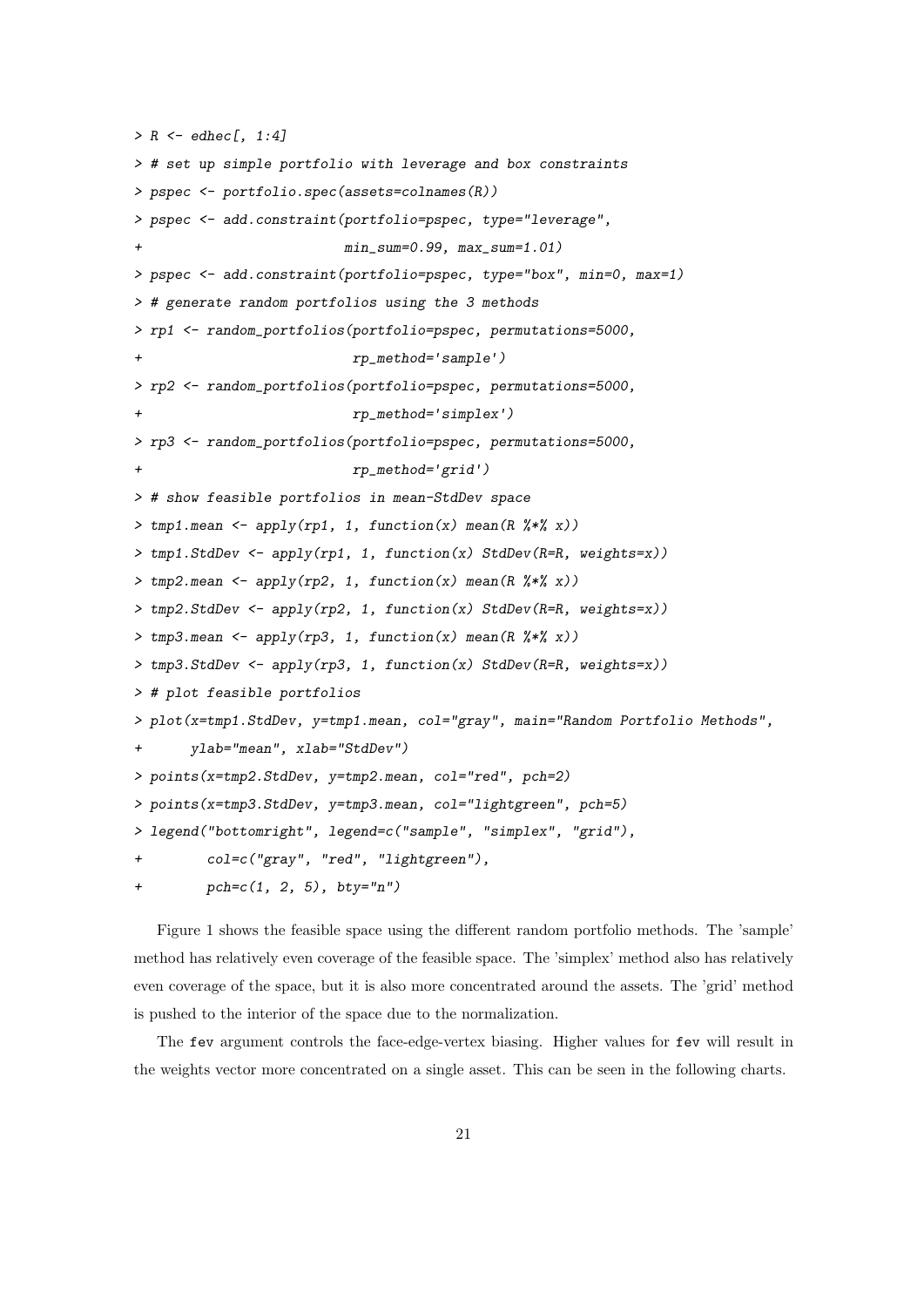```
> R <- edhec[, 1:4]
> # set up simple portfolio with leverage and box constraints
> pspec <- portfolio.spec(assets=colnames(R))
> pspec <- add.constraint(portfolio=pspec, type="leverage",
+                         min_sum=0.99, max_sum=1.01)
> pspec <- add.constraint(portfolio=pspec, type="box", min=0, max=1)
> # generate random portfolios using the 3 methods
> rp1 <- random_portfolios(portfolio=pspec, permutations=5000,
+                          rp_method='sample')
> rp2 <- random_portfolios(portfolio=pspec, permutations=5000,
+                          rp_method='simplex')
> rp3 <- random_portfolios(portfolio=pspec, permutations=5000,
+                          rp_method='grid')
> # show feasible portfolios in mean-StdDev space
> tmp1.mean <- apply(rp1, 1, function(x) mean(R %*% x))
> tmp1.StdDev <- apply(rp1, 1, function(x) StdDev(R=R, weights=x))
> tmp2.mean <- apply(rp2, 1, function(x) mean(R %*% x))
> tmp2.StdDev <- apply(rp2, 1, function(x) StdDev(R=R, weights=x))
> tmp3.mean <- apply(rp3, 1, function(x) mean(R %*% x))
> tmp3.StdDev <- apply(rp3, 1, function(x) StdDev(R=R, weights=x))
> # plot feasible portfolios
> plot(x=tmp1.StdDev, y=tmp1.mean, col="gray", main="Random Portfolio Methods",
+      ylab="mean", xlab="StdDev")
> points(x=tmp2.StdDev, y=tmp2.mean, col="red", pch=2)
> points(x=tmp3.StdDev, y=tmp3.mean, col="lightgreen", pch=5)
> legend("bottomright", legend=c("sample", "simplex", "grid"),
+        col=c("gray", "red", "lightgreen"),
+        pch=c(1, 2, 5), bty="n")
```

Figure 1 shows the feasible space using the different random portfolio methods. The 'sample' method has relatively even coverage of the feasible space. The 'simplex' method also has relatively even coverage of the space, but it is also more concentrated around the assets. The 'grid' method is pushed to the interior of the space due to the normalization.

The `fev` argument controls the face-edge-vertex biasing. Higher values for `fev` will result in the weights vector more concentrated on a single asset. This can be seen in the following charts.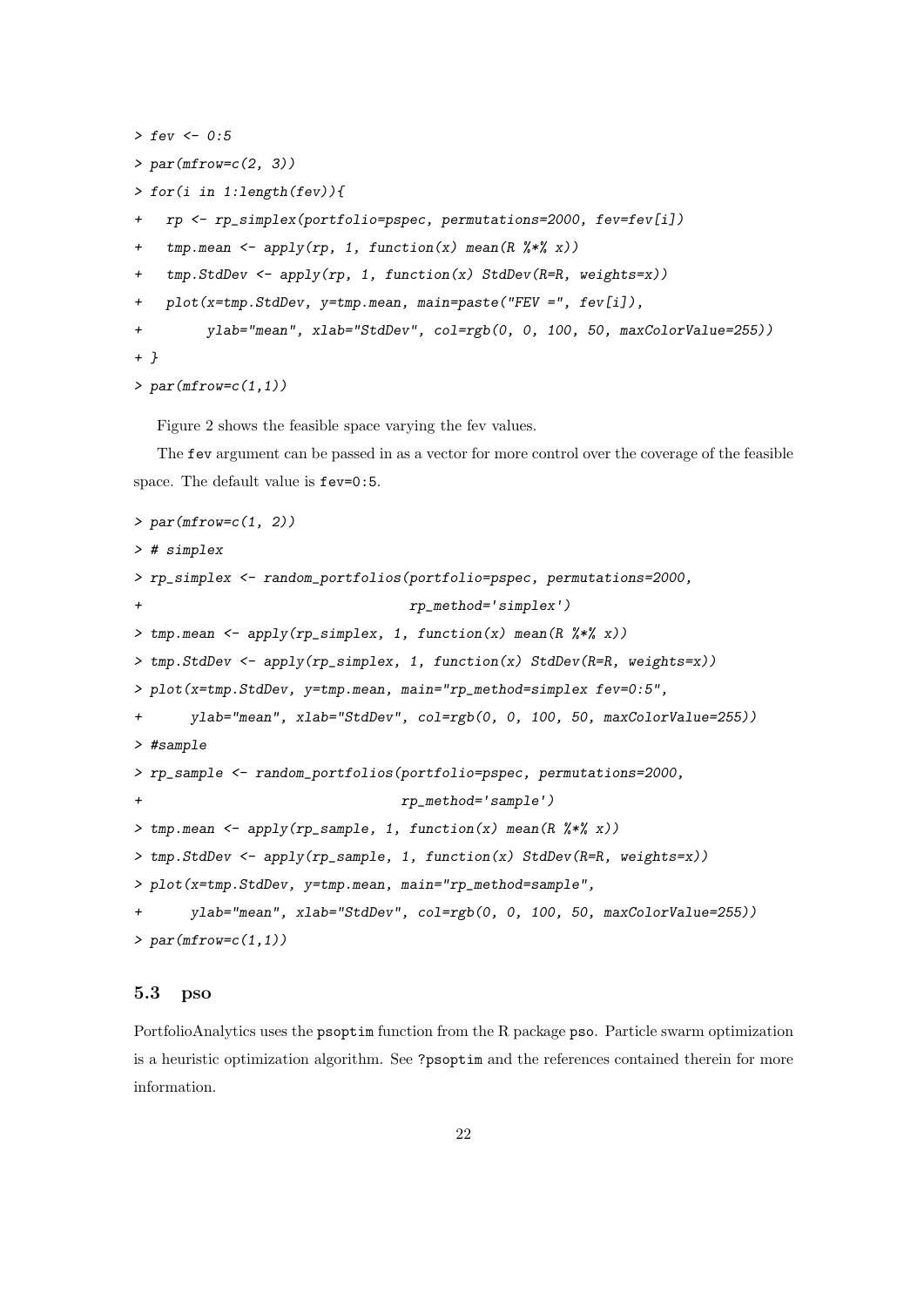```
> fev <- 0:5
> par(mfrow=c(2, 3))
> for(i in 1:length(fev)){
+   rp <- rp_simplex(portfolio=pspec, permutations=2000, fev=fev[i])
+   tmp.mean <- apply(rp, 1, function(x) mean(R %*% x))
+   tmp.StdDev <- apply(rp, 1, function(x) StdDev(R=R, weights=x))
+   plot(x=tmp.StdDev, y=tmp.mean, main=paste("FEV =", fev[i]),
+        ylab="mean", xlab="StdDev", col=rgb(0, 0, 100, 50, maxColorValue=255))
+ }
> par(mfrow=c(1,1))
```

Figure 2 shows the feasible space varying the fev values.

The `fev` argument can be passed in as a vector for more control over the coverage of the feasible space. The default value is `fev=0:5`.

```
> par(mfrow=c(1, 2))
> # simplex
> rp_simplex <- random_portfolios(portfolio=pspec, permutations=2000,
+                                 rp_method='simplex')
> tmp.mean <- apply(rp_simplex, 1, function(x) mean(R %*% x))
> tmp.StdDev <- apply(rp_simplex, 1, function(x) StdDev(R=R, weights=x))
> plot(x=tmp.StdDev, y=tmp.mean, main="rp_method=simplex fev=0:5",
+      ylab="mean", xlab="StdDev", col=rgb(0, 0, 100, 50, maxColorValue=255))
> #sample
> rp_sample <- random_portfolios(portfolio=pspec, permutations=2000,
+                                rp_method='sample')
> tmp.mean <- apply(rp_sample, 1, function(x) mean(R %*% x))
> tmp.StdDev <- apply(rp_sample, 1, function(x) StdDev(R=R, weights=x))
> plot(x=tmp.StdDev, y=tmp.mean, main="rp_method=sample",
+      ylab="mean", xlab="StdDev", col=rgb(0, 0, 100, 50, maxColorValue=255))
> par(mfrow=c(1,1))
```

### 5.3 pso

PortfolioAnalytics uses the `psoptim` function from the R package `pso`. Particle swarm optimization is a heuristic optimization algorithm. See `?psoptim` and the references contained therein for more information.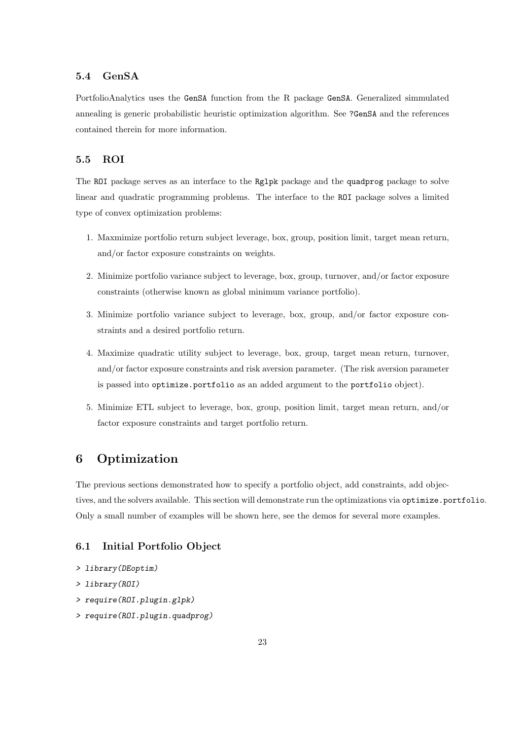### 5.4 GenSA

PortfolioAnalytics uses the `GenSA` function from the R package `GenSA`. Generalized simmulated annealing is generic probabilistic heuristic optimization algorithm. See `?GenSA` and the references contained therein for more information.

### 5.5 ROI

The `ROI` package serves as an interface to the `Rglpk` package and the `quadprog` package to solve linear and quadratic programming problems. The interface to the `ROI` package solves a limited type of convex optimization problems:

1. Maxmimize portfolio return subject leverage, box, group, position limit, target mean return, and/or factor exposure constraints on weights.

2. Minimize portfolio variance subject to leverage, box, group, turnover, and/or factor exposure constraints (otherwise known as global minimum variance portfolio).

3. Minimize portfolio variance subject to leverage, box, group, and/or factor exposure constraints and a desired portfolio return.

4. Maximize quadratic utility subject to leverage, box, group, target mean return, turnover, and/or factor exposure constraints and risk aversion parameter. (The risk aversion parameter is passed into `optimize.portfolio` as an added argument to the `portfolio` object).

5. Minimize ETL subject to leverage, box, group, position limit, target mean return, and/or factor exposure constraints and target portfolio return.

## 6 Optimization

The previous sections demonstrated how to specify a portfolio object, add constraints, add objectives, and the solvers available. This section will demonstrate run the optimizations via `optimize.portfolio`. Only a small number of examples will be shown here, see the demos for several more examples.

### 6.1 Initial Portfolio Object

```
> library(DEoptim)
> library(ROI)
> require(ROI.plugin.glpk)
> require(ROI.plugin.quadprog)
```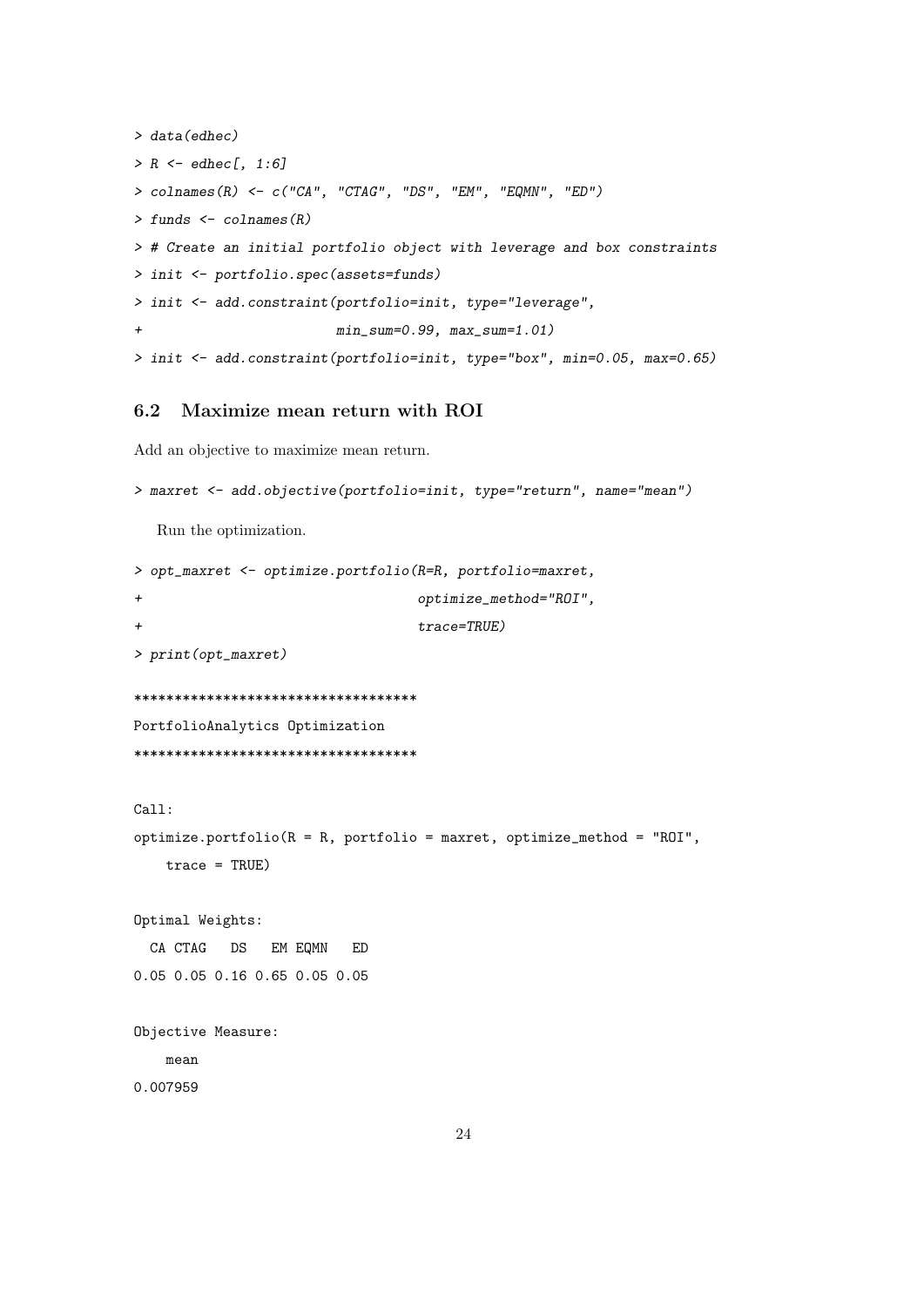```
> data(edhec)
> R <- edhec[, 1:6]
> colnames(R) <- c("CA", "CTAG", "DS", "EM", "EQMN", "ED")
> funds <- colnames(R)
> # Create an initial portfolio object with leverage and box constraints
> init <- portfolio.spec(assets=funds)
> init <- add.constraint(portfolio=init, type="leverage",
+                        min_sum=0.99, max_sum=1.01)
> init <- add.constraint(portfolio=init, type="box", min=0.05, max=0.65)
```

## 6.2 Maximize mean return with ROI

Add an objective to maximize mean return.

```
> maxret <- add.objective(portfolio=init, type="return", name="mean")
```

Run the optimization.

```
> opt_maxret <- optimize.portfolio(R=R, portfolio=maxret,
+                                  optimize_method="ROI",
+                                  trace=TRUE)
> print(opt_maxret)

***********************************
PortfolioAnalytics Optimization
***********************************

Call:
optimize.portfolio(R = R, portfolio = maxret, optimize_method = "ROI",
    trace = TRUE)

Optimal Weights:
  CA CTAG   DS   EM EQMN   ED
0.05 0.05 0.16 0.65 0.05 0.05

Objective Measure:
    mean
0.007959
```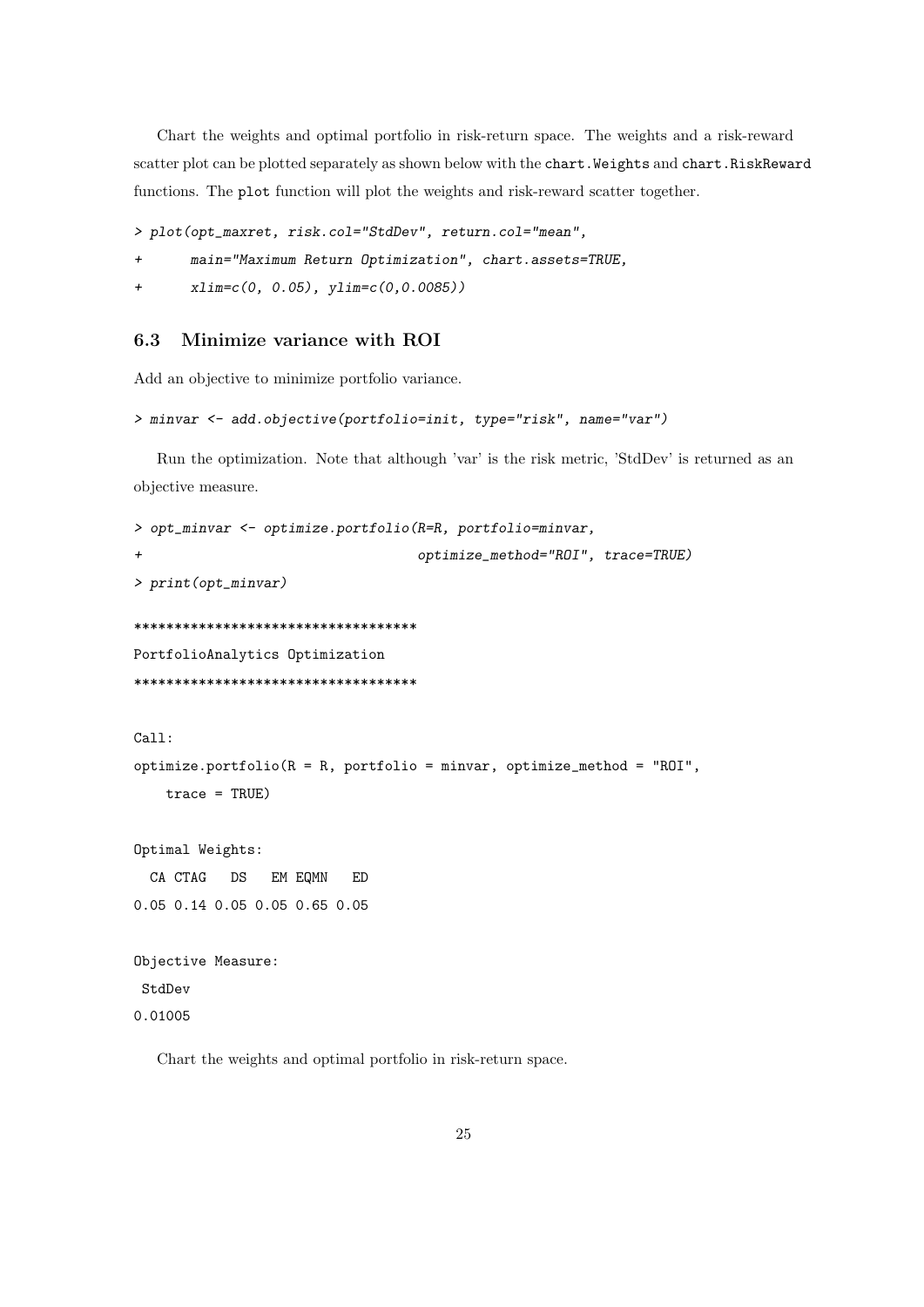Chart the weights and optimal portfolio in risk-return space. The weights and a risk-reward scatter plot can be plotted separately as shown below with the `chart.Weights` and `chart.RiskReward` functions. The `plot` function will plot the weights and risk-reward scatter together.

```
> plot(opt_maxret, risk.col="StdDev", return.col="mean",
+      main="Maximum Return Optimization", chart.assets=TRUE,
+      xlim=c(0, 0.05), ylim=c(0,0.0085))
```

### 6.3 Minimize variance with ROI

Add an objective to minimize portfolio variance.

```
> minvar <- add.objective(portfolio=init, type="risk", name="var")
```

Run the optimization. Note that although 'var' is the risk metric, 'StdDev' is returned as an objective measure.

```
> opt_minvar <- optimize.portfolio(R=R, portfolio=minvar,
+                                   optimize_method="ROI", trace=TRUE)
> print(opt_minvar)

***********************************
PortfolioAnalytics Optimization
***********************************

Call:
optimize.portfolio(R = R, portfolio = minvar, optimize_method = "ROI",
    trace = TRUE)

Optimal Weights:
  CA CTAG   DS   EM EQMN   ED
0.05 0.14 0.05 0.05 0.65 0.05

Objective Measure:
 StdDev
0.01005
```

Chart the weights and optimal portfolio in risk-return space.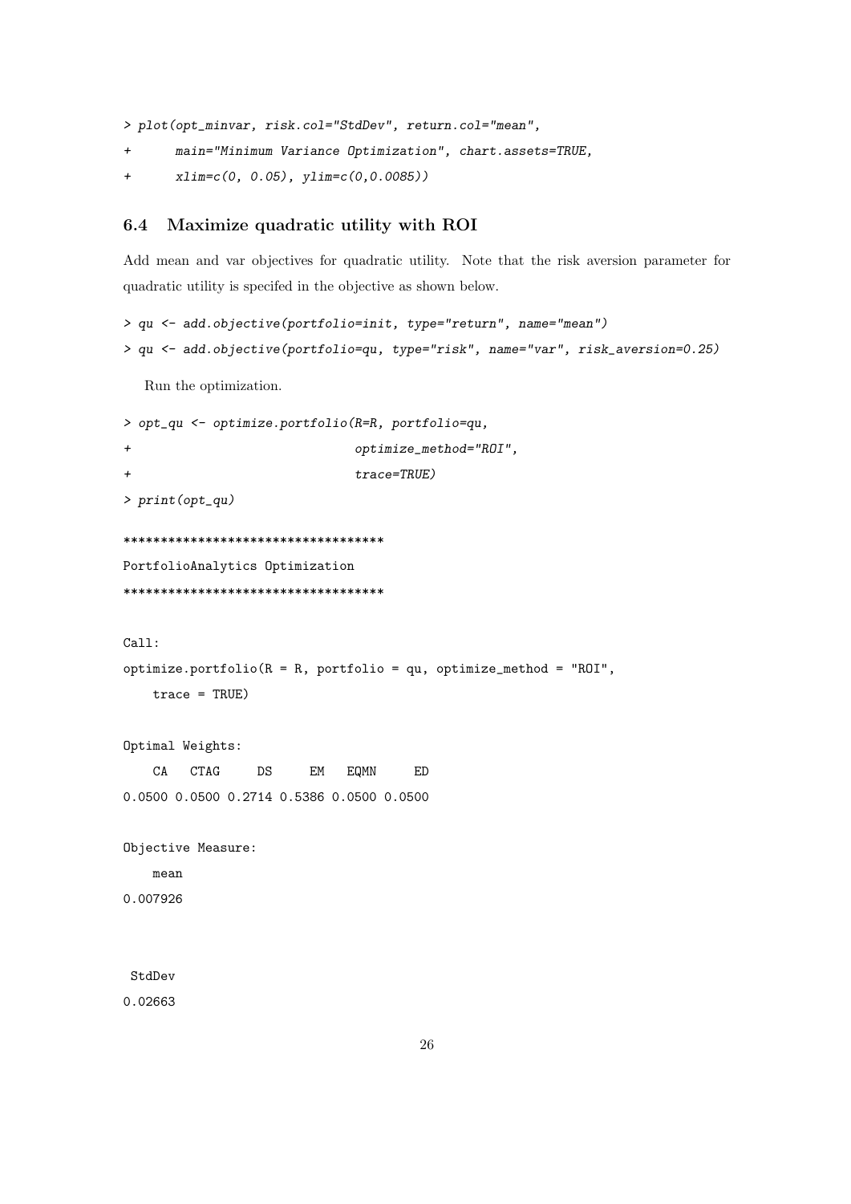```
> plot(opt_minvar, risk.col="StdDev", return.col="mean",
+      main="Minimum Variance Optimization", chart.assets=TRUE,
+      xlim=c(0, 0.05), ylim=c(0,0.0085))
```

### 6.4 Maximize quadratic utility with ROI

Add mean and var objectives for quadratic utility. Note that the risk aversion parameter for quadratic utility is specifed in the objective as shown below.

```
> qu <- add.objective(portfolio=init, type="return", name="mean")
> qu <- add.objective(portfolio=qu, type="risk", name="var", risk_aversion=0.25)
```

Run the optimization.

```
> opt_qu <- optimize.portfolio(R=R, portfolio=qu,
+                              optimize_method="ROI",
+                              trace=TRUE)
> print(opt_qu)

***********************************
PortfolioAnalytics Optimization
***********************************

Call:
optimize.portfolio(R = R, portfolio = qu, optimize_method = "ROI",
    trace = TRUE)

Optimal Weights:
    CA   CTAG     DS     EM   EQMN     ED
0.0500 0.0500 0.2714 0.5386 0.0500 0.0500

Objective Measure:
    mean
0.007926


 StdDev
0.02663
```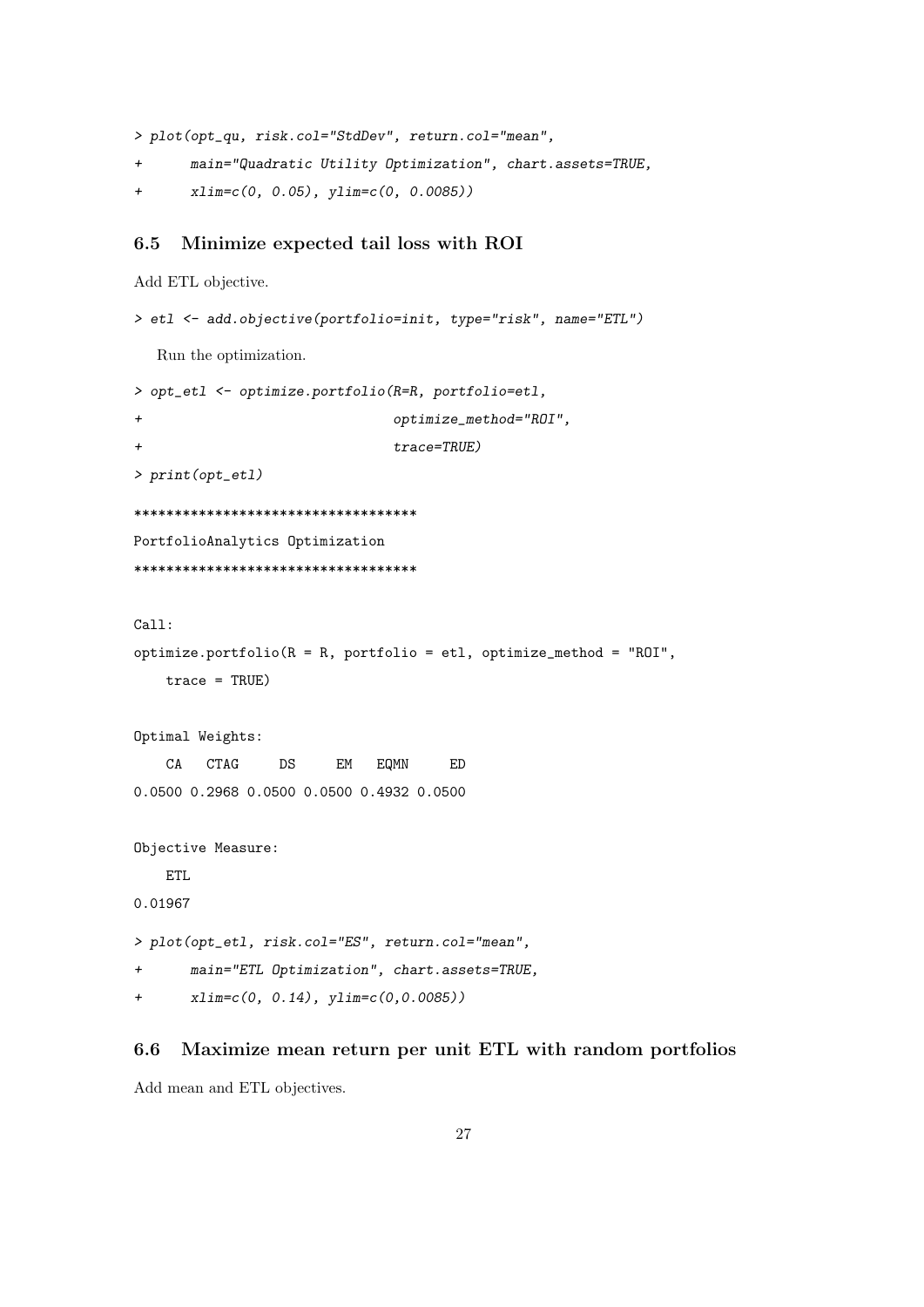```
> plot(opt_qu, risk.col="StdDev", return.col="mean",
+      main="Quadratic Utility Optimization", chart.assets=TRUE,
+      xlim=c(0, 0.05), ylim=c(0, 0.0085))
```

### 6.5 Minimize expected tail loss with ROI

Add ETL objective.

```
> etl <- add.objective(portfolio=init, type="risk", name="ETL")
```

Run the optimization.

```
> opt_etl <- optimize.portfolio(R=R, portfolio=etl,
+                               optimize_method="ROI",
+                               trace=TRUE)
> print(opt_etl)

***********************************
PortfolioAnalytics Optimization
***********************************

Call:
optimize.portfolio(R = R, portfolio = etl, optimize_method = "ROI",
    trace = TRUE)

Optimal Weights:
    CA   CTAG     DS     EM   EQMN     ED
0.0500 0.2968 0.0500 0.0500 0.4932 0.0500

Objective Measure:
    ETL
0.01967

> plot(opt_etl, risk.col="ES", return.col="mean",
+      main="ETL Optimization", chart.assets=TRUE,
+      xlim=c(0, 0.14), ylim=c(0,0.0085))
```

### 6.6 Maximize mean return per unit ETL with random portfolios

Add mean and ETL objectives.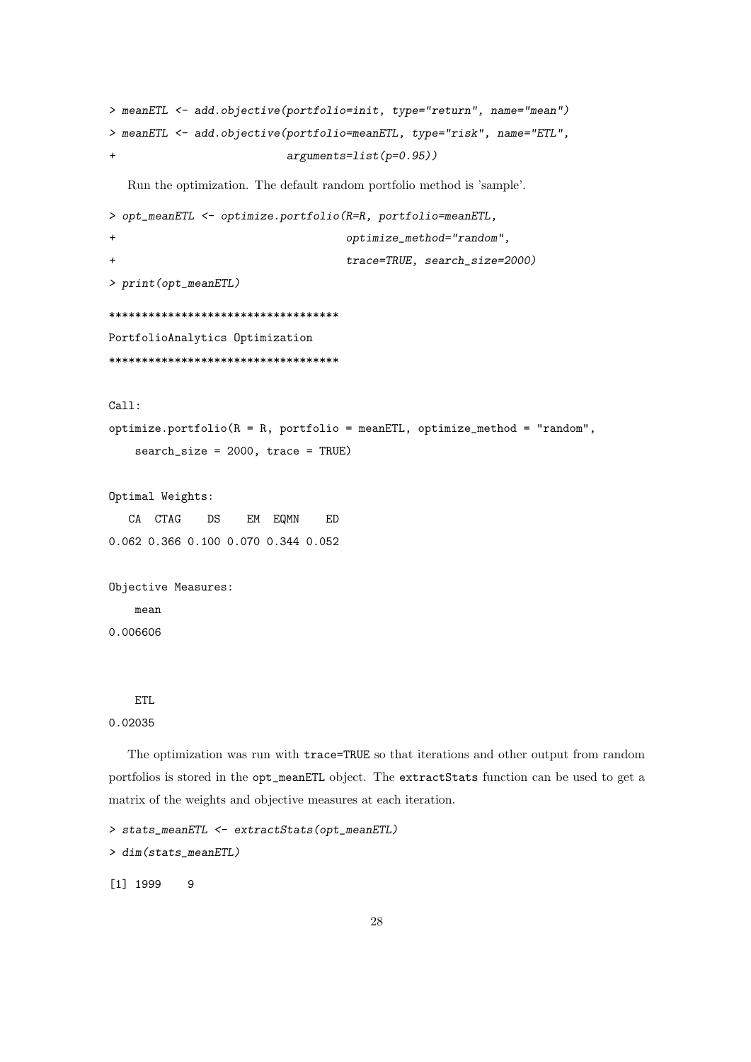```
> meanETL <- add.objective(portfolio=init, type="return", name="mean")
> meanETL <- add.objective(portfolio=meanETL, type="risk", name="ETL",
+                          arguments=list(p=0.95))
```

Run the optimization. The default random portfolio method is 'sample'.

```
> opt_meanETL <- optimize.portfolio(R=R, portfolio=meanETL,
+                                   optimize_method="random",
+                                   trace=TRUE, search_size=2000)
> print(opt_meanETL)

***********************************
PortfolioAnalytics Optimization
***********************************

Call:
optimize.portfolio(R = R, portfolio = meanETL, optimize_method = "random",
    search_size = 2000, trace = TRUE)

Optimal Weights:
   CA  CTAG    DS    EM  EQMN    ED
0.062 0.366 0.100 0.070 0.344 0.052

Objective Measures:
    mean
0.006606


    ETL
0.02035
```

The optimization was run with `trace=TRUE` so that iterations and other output from random portfolios is stored in the `opt_meanETL` object. The `extractStats` function can be used to get a matrix of the weights and objective measures at each iteration.

```
> stats_meanETL <- extractStats(opt_meanETL)
> dim(stats_meanETL)

[1] 1999    9
```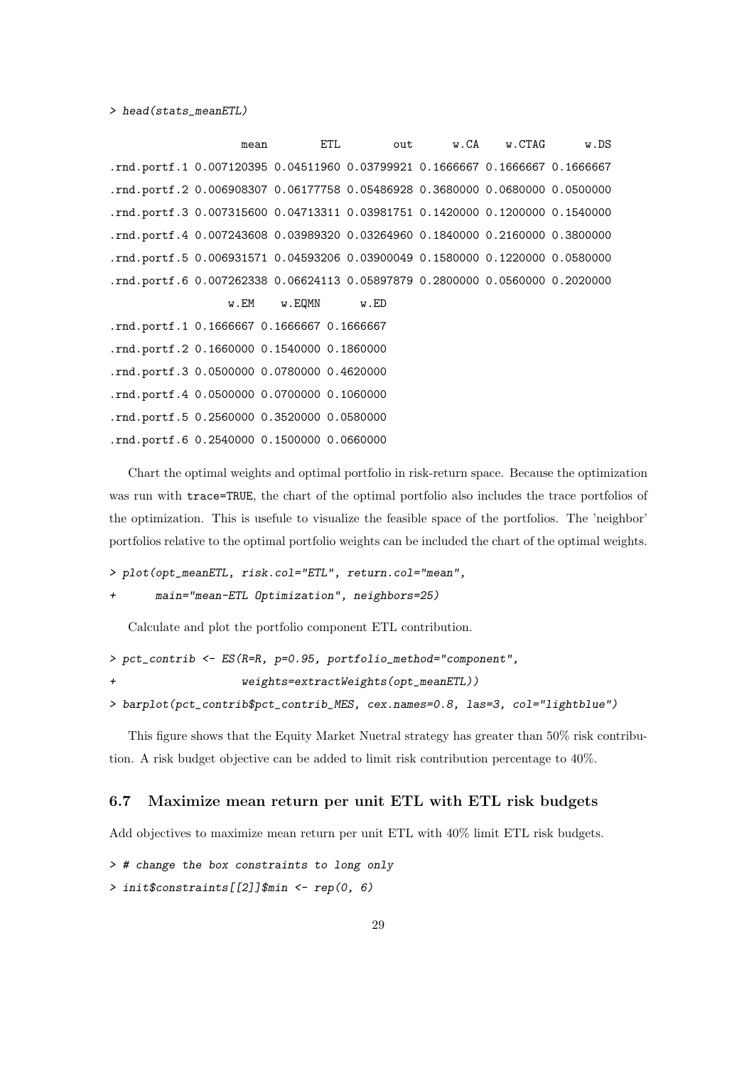```
> head(stats_meanETL)

                   mean        ETL        out      w.CA    w.CTAG      w.DS
.rnd.portf.1 0.007120395 0.04511960 0.03799921 0.1666667 0.1666667 0.1666667
.rnd.portf.2 0.006908307 0.06177758 0.05486928 0.3680000 0.0680000 0.0500000
.rnd.portf.3 0.007315600 0.04713311 0.03981751 0.1420000 0.1200000 0.1540000
.rnd.portf.4 0.007243608 0.03989320 0.03264960 0.1840000 0.2160000 0.3800000
.rnd.portf.5 0.006931571 0.04593206 0.03900049 0.1580000 0.1220000 0.0580000
.rnd.portf.6 0.007262338 0.06624113 0.05897879 0.2800000 0.0560000 0.2020000
                  w.EM    w.EQMN      w.ED
.rnd.portf.1 0.1666667 0.1666667 0.1666667
.rnd.portf.2 0.1660000 0.1540000 0.1860000
.rnd.portf.3 0.0500000 0.0780000 0.4620000
.rnd.portf.4 0.0500000 0.0700000 0.1060000
.rnd.portf.5 0.2560000 0.3520000 0.0580000
.rnd.portf.6 0.2540000 0.1500000 0.0660000
```

Chart the optimal weights and optimal portfolio in risk-return space. Because the optimization was run with `trace=TRUE`, the chart of the optimal portfolio also includes the trace portfolios of the optimization. This is usefule to visualize the feasible space of the portfolios. The 'neighbor' portfolios relative to the optimal portfolio weights can be included the chart of the optimal weights.

```
> plot(opt_meanETL, risk.col="ETL", return.col="mean",
+      main="mean-ETL Optimization", neighbors=25)
```

Calculate and plot the portfolio component ETL contribution.

```
> pct_contrib <- ES(R=R, p=0.95, portfolio_method="component",
+                   weights=extractWeights(opt_meanETL))
> barplot(pct_contrib$pct_contrib_MES, cex.names=0.8, las=3, col="lightblue")
```

This figure shows that the Equity Market Nuetral strategy has greater than 50% risk contribution. A risk budget objective can be added to limit risk contribution percentage to 40%.

### 6.7 Maximize mean return per unit ETL with ETL risk budgets

Add objectives to maximize mean return per unit ETL with 40% limit ETL risk budgets.

```
> # change the box constraints to long only
> init$constraints[[2]]$min <- rep(0, 6)
```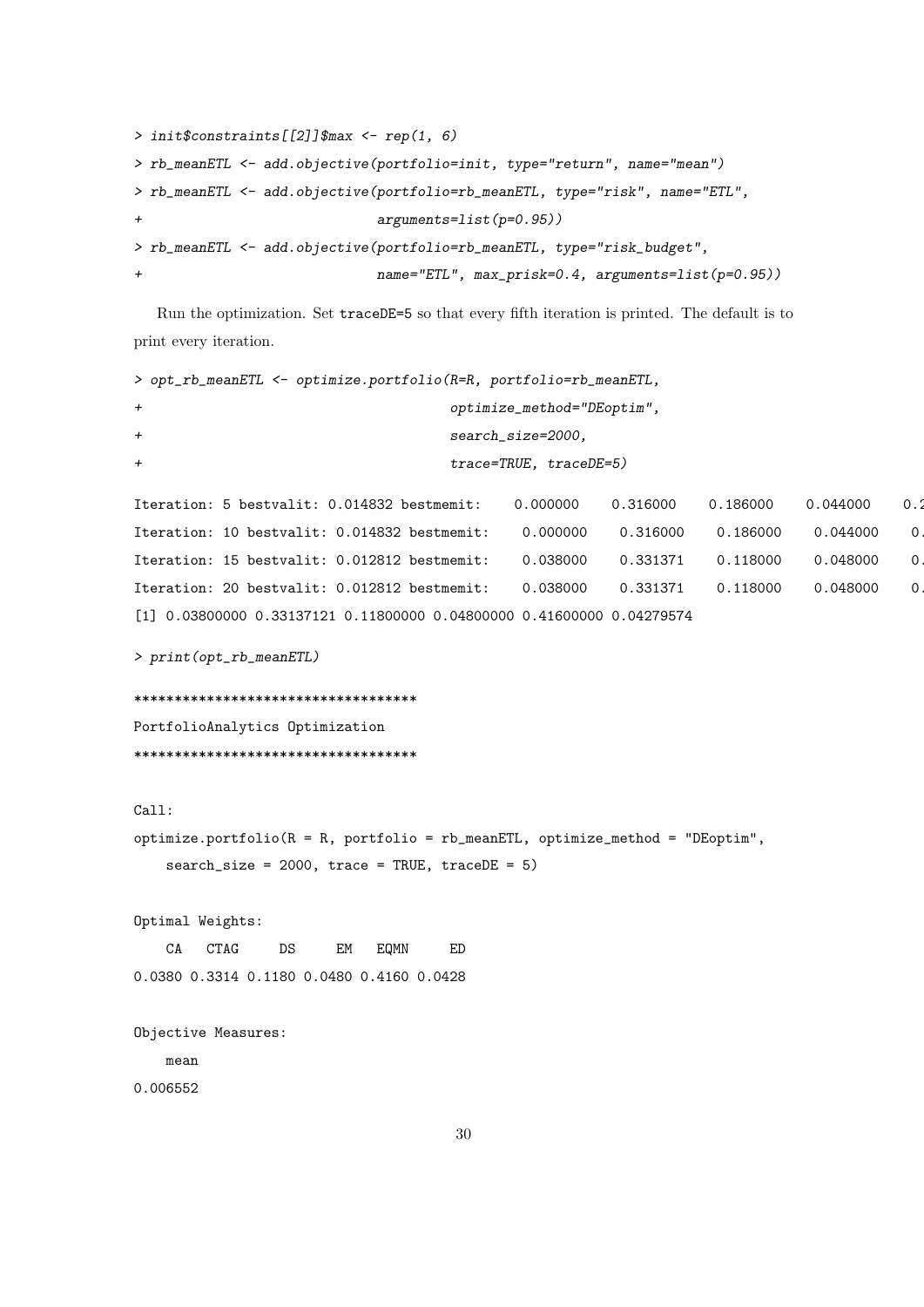```
> init$constraints[[2]]$max <- rep(1, 6)
> rb_meanETL <- add.objective(portfolio=init, type="return", name="mean")
> rb_meanETL <- add.objective(portfolio=rb_meanETL, type="risk", name="ETL",
+                             arguments=list(p=0.95))
> rb_meanETL <- add.objective(portfolio=rb_meanETL, type="risk_budget",
+                             name="ETL", max_prisk=0.4, arguments=list(p=0.95))
```

Run the optimization. Set traceDE=5 so that every fifth iteration is printed. The default is to print every iteration.

```
> opt_rb_meanETL <- optimize.portfolio(R=R, portfolio=rb_meanETL,
+                                      optimize_method="DEoptim",
+                                      search_size=2000,
+                                      trace=TRUE, traceDE=5)

Iteration: 5 bestvalit: 0.014832 bestmemit:    0.000000    0.316000    0.186000    0.044000    0.2
Iteration: 10 bestvalit: 0.014832 bestmemit:    0.000000    0.316000    0.186000    0.044000    0.
Iteration: 15 bestvalit: 0.012812 bestmemit:    0.038000    0.331371    0.118000    0.048000    0.
Iteration: 20 bestvalit: 0.012812 bestmemit:    0.038000    0.331371    0.118000    0.048000    0.
[1] 0.03800000 0.33137121 0.11800000 0.04800000 0.41600000 0.04279574

> print(opt_rb_meanETL)

***********************************
PortfolioAnalytics Optimization
***********************************

Call:
optimize.portfolio(R = R, portfolio = rb_meanETL, optimize_method = "DEoptim",
    search_size = 2000, trace = TRUE, traceDE = 5)

Optimal Weights:
    CA   CTAG     DS     EM   EQMN     ED
0.0380 0.3314 0.1180 0.0480 0.4160 0.0428

Objective Measures:
    mean
0.006552
```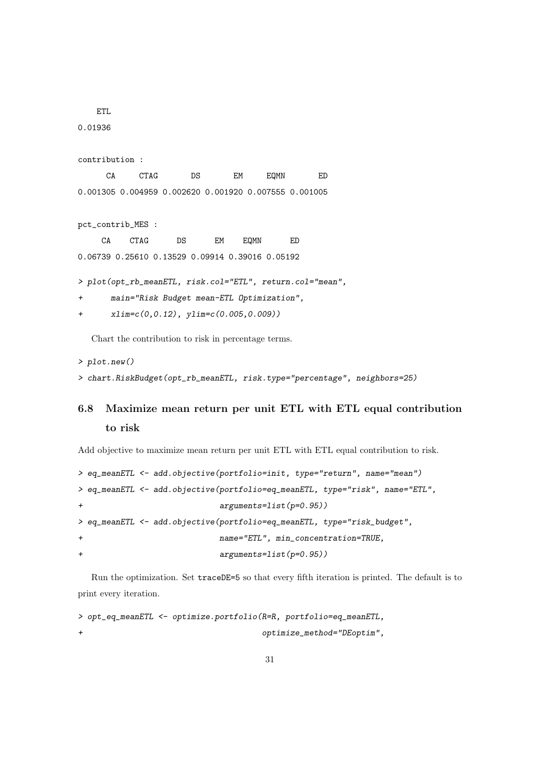```
    ETL
0.01936

contribution :
      CA     CTAG       DS       EM     EQMN       ED
0.001305 0.004959 0.002620 0.001920 0.007555 0.001005

pct_contrib_MES :
     CA    CTAG      DS      EM    EQMN      ED
0.06739 0.25610 0.13529 0.09914 0.39016 0.05192
```

```
> plot(opt_rb_meanETL, risk.col="ETL", return.col="mean",
+      main="Risk Budget mean-ETL Optimization",
+      xlim=c(0,0.12), ylim=c(0.005,0.009))
```

Chart the contribution to risk in percentage terms.

```
> plot.new()
> chart.RiskBudget(opt_rb_meanETL, risk.type="percentage", neighbors=25)
```

## 6.8 Maximize mean return per unit ETL with ETL equal contribution to risk

Add objective to maximize mean return per unit ETL with ETL equal contribution to risk.

```
> eq_meanETL <- add.objective(portfolio=init, type="return", name="mean")
> eq_meanETL <- add.objective(portfolio=eq_meanETL, type="risk", name="ETL",
+                             arguments=list(p=0.95))
> eq_meanETL <- add.objective(portfolio=eq_meanETL, type="risk_budget",
+                             name="ETL", min_concentration=TRUE,
+                             arguments=list(p=0.95))
```

Run the optimization. Set traceDE=5 so that every fifth iteration is printed. The default is to print every iteration.

```
> opt_eq_meanETL <- optimize.portfolio(R=R, portfolio=eq_meanETL,
+                                      optimize_method="DEoptim",
```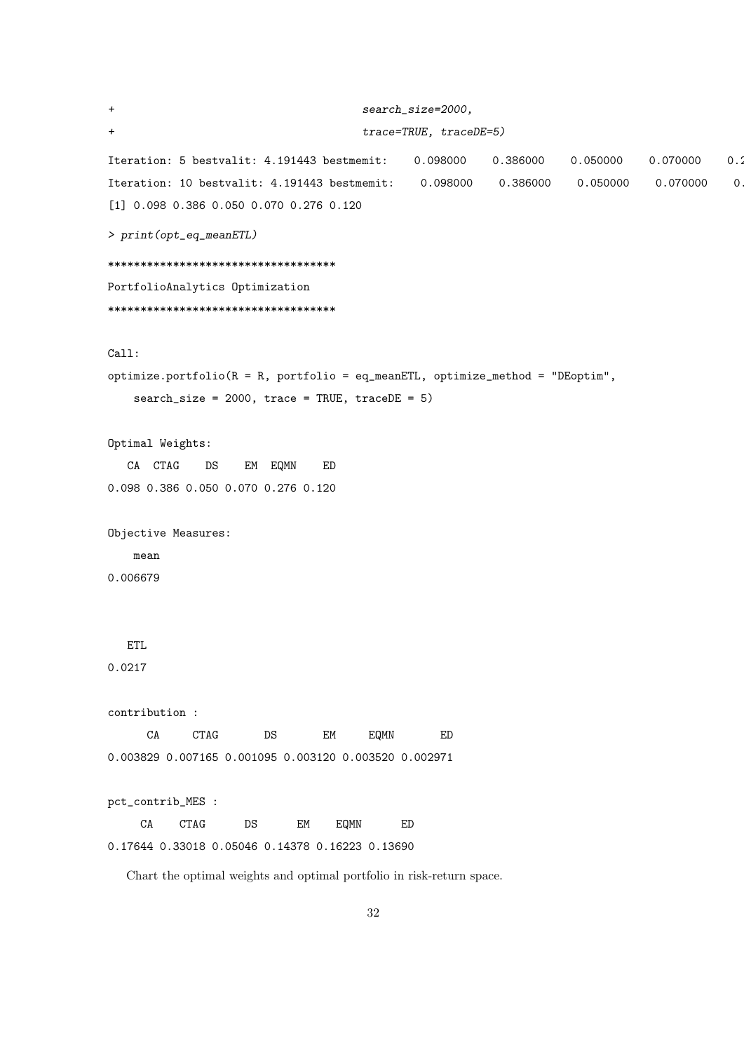```
+                                    search_size=2000,
+                                    trace=TRUE, traceDE=5)
Iteration: 5 bestvalit: 4.191443 bestmemit:    0.098000    0.386000    0.050000    0.070000    0.2
Iteration: 10 bestvalit: 4.191443 bestmemit:    0.098000    0.386000    0.050000    0.070000    0.
[1] 0.098 0.386 0.050 0.070 0.276 0.120
> print(opt_eq_meanETL)
***********************************
PortfolioAnalytics Optimization
***********************************

Call:
optimize.portfolio(R = R, portfolio = eq_meanETL, optimize_method = "DEoptim",
    search_size = 2000, trace = TRUE, traceDE = 5)

Optimal Weights:
   CA  CTAG    DS    EM  EQMN    ED
0.098 0.386 0.050 0.070 0.276 0.120

Objective Measures:
    mean
0.006679


   ETL
0.0217

contribution :
      CA     CTAG       DS       EM     EQMN       ED
0.003829 0.007165 0.001095 0.003120 0.003520 0.002971

pct_contrib_MES :
     CA    CTAG      DS      EM    EQMN      ED
0.17644 0.33018 0.05046 0.14378 0.16223 0.13690
```

Chart the optimal weights and optimal portfolio in risk-return space.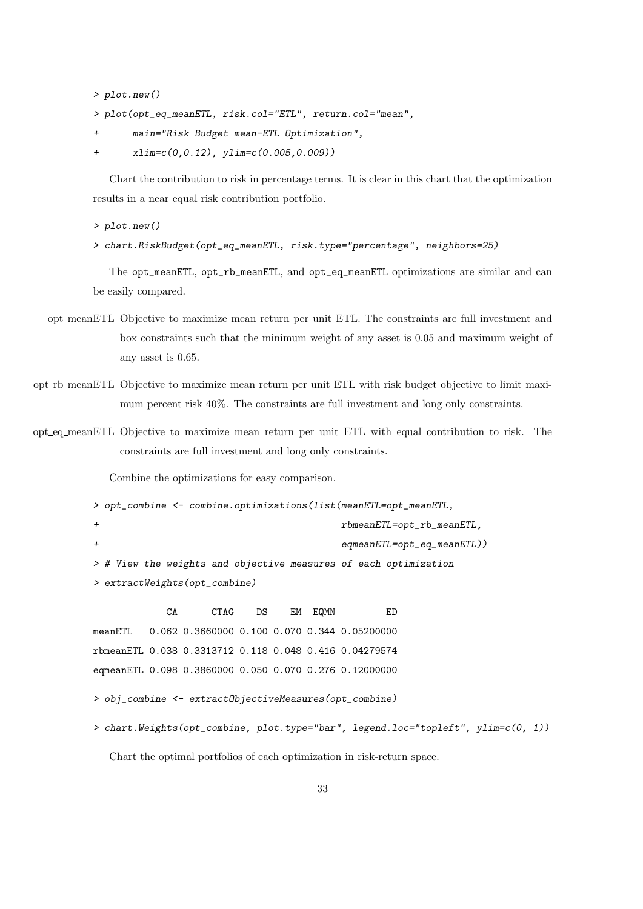```
> plot.new()
> plot(opt_eq_meanETL, risk.col="ETL", return.col="mean",
+      main="Risk Budget mean-ETL Optimization",
+      xlim=c(0,0.12), ylim=c(0.005,0.009))
```

Chart the contribution to risk in percentage terms. It is clear in this chart that the optimization results in a near equal risk contribution portfolio.

```
> plot.new()
> chart.RiskBudget(opt_eq_meanETL, risk.type="percentage", neighbors=25)
```

The opt_meanETL, opt_rb_meanETL, and opt_eq_meanETL optimizations are similar and can be easily compared.

opt_meanETL Objective to maximize mean return per unit ETL. The constraints are full investment and box constraints such that the minimum weight of any asset is 0.05 and maximum weight of any asset is 0.65.

opt_rb_meanETL Objective to maximize mean return per unit ETL with risk budget objective to limit maximum percent risk 40%. The constraints are full investment and long only constraints.

opt_eq_meanETL Objective to maximize mean return per unit ETL with equal contribution to risk. The constraints are full investment and long only constraints.

Combine the optimizations for easy comparison.

```
> opt_combine <- combine.optimizations(list(meanETL=opt_meanETL,
+                                           rbmeanETL=opt_rb_meanETL,
+                                           eqmeanETL=opt_eq_meanETL))
> # View the weights and objective measures of each optimization
> extractWeights(opt_combine)

             CA      CTAG    DS    EM  EQMN         ED
meanETL   0.062 0.3660000 0.100 0.070 0.344 0.05200000
rbmeanETL 0.038 0.3313712 0.118 0.048 0.416 0.04279574
eqmeanETL 0.098 0.3860000 0.050 0.070 0.276 0.12000000

> obj_combine <- extractObjectiveMeasures(opt_combine)
> chart.Weights(opt_combine, plot.type="bar", legend.loc="topleft", ylim=c(0, 1))
```

Chart the optimal portfolios of each optimization in risk-return space.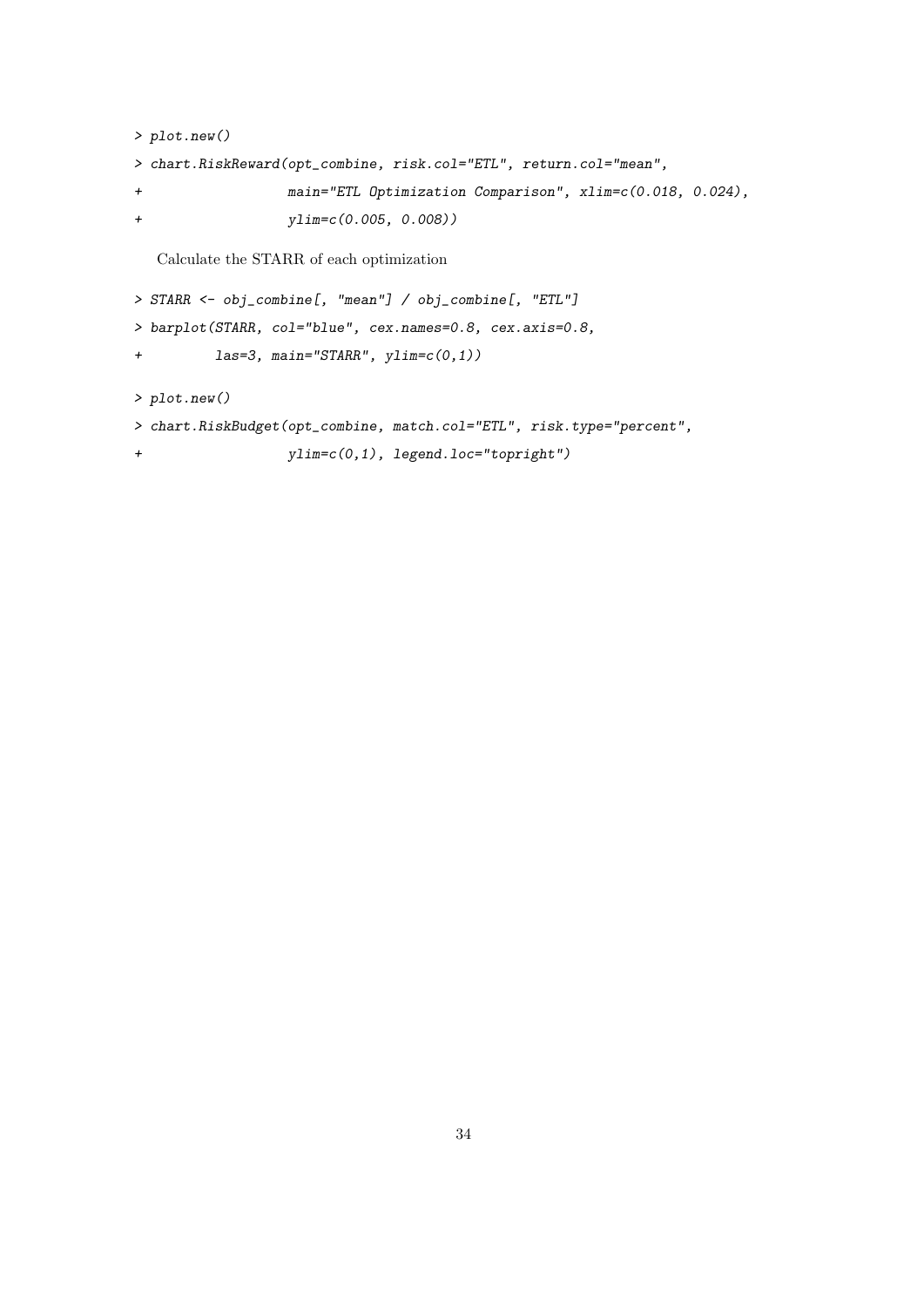```
> plot.new()
> chart.RiskReward(opt_combine, risk.col="ETL", return.col="mean",
+                  main="ETL Optimization Comparison", xlim=c(0.018, 0.024),
+                  ylim=c(0.005, 0.008))
```

Calculate the STARR of each optimization

```
> STARR <- obj_combine[, "mean"] / obj_combine[, "ETL"]
> barplot(STARR, col="blue", cex.names=0.8, cex.axis=0.8,
+         las=3, main="STARR", ylim=c(0,1))
```

```
> plot.new()
> chart.RiskBudget(opt_combine, match.col="ETL", risk.type="percent",
+                  ylim=c(0,1), legend.loc="topright")
```